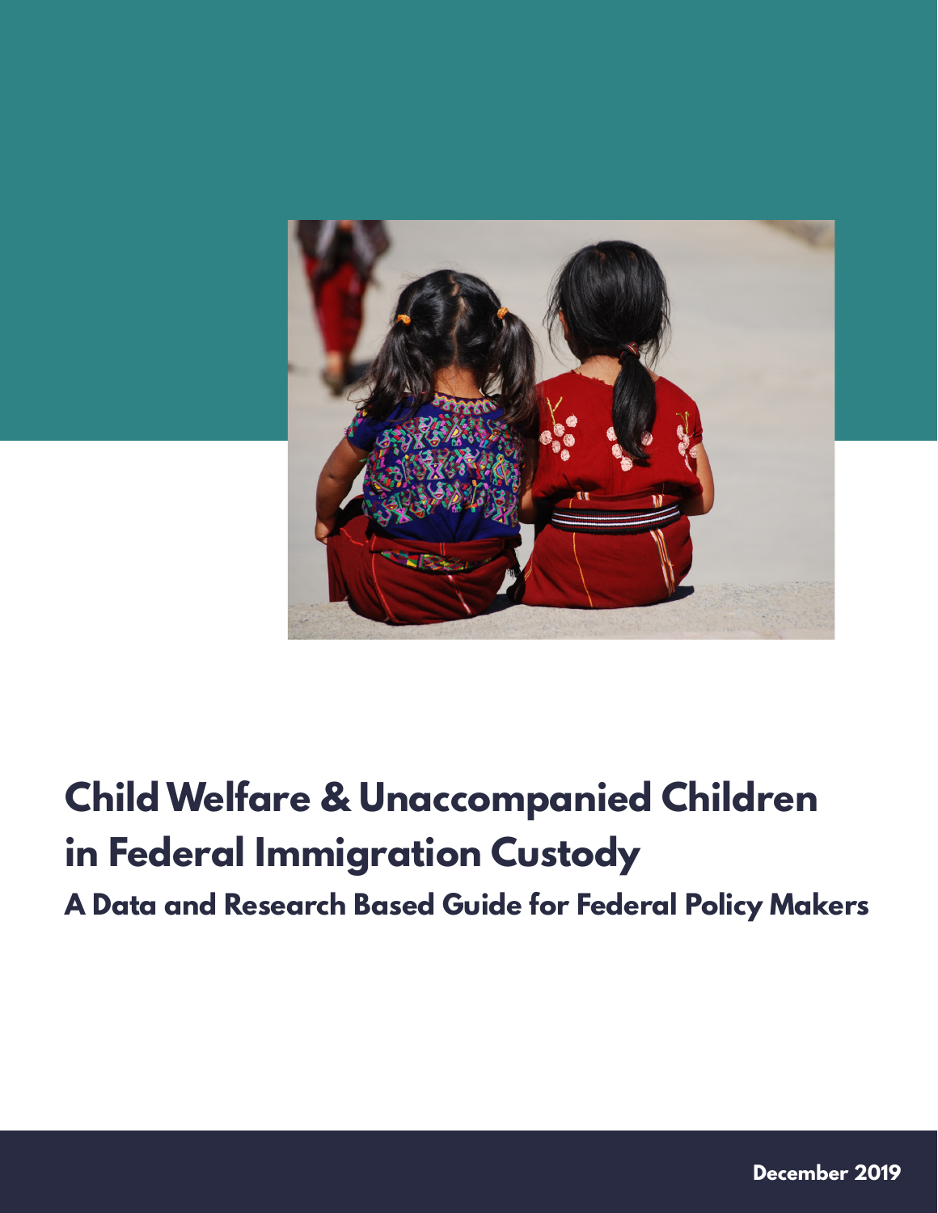# Child Welfare & Unaccompanied Children in Federal Immigration Custody

## A Data and Research Based Guide for Federal Policy Makers

December 2019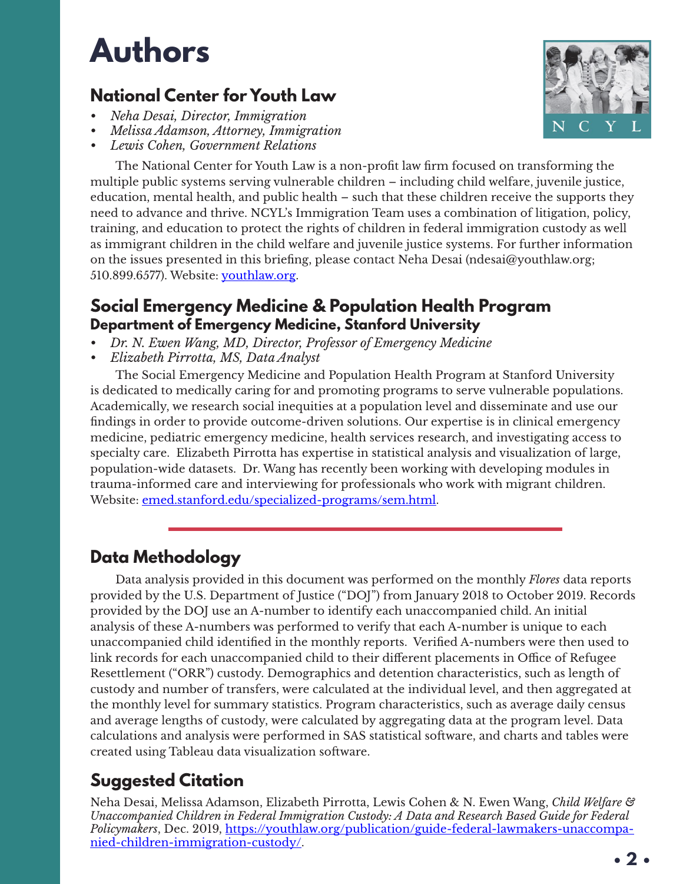# Authors

## National Center for Youth Law

- *Neha Desai, Director, Immigration*
- *Melissa Adamson, Attorney, Immigration*
- *Lewis Cohen, Government Relations*

The National Center for Youth Law is a non-profit law firm focused on transforming the multiple public systems serving vulnerable children – including child welfare, juvenile justice, education, mental health, and public health – such that these children receive the supports they need to advance and thrive. NCYL's Immigration Team uses a combination of litigation, policy, training, and education to protect the rights of children in federal immigration custody as well as immigrant children in the child welfare and juvenile justice systems. For further information on the issues presented in this briefing, please contact Neha Desai (ndesai@youthlaw.org; 510.899.6577). Website: [youthlaw.org](youthlaw.org).

## Social Emergency Medicine & Population Health Program
### Department of Emergency Medicine, Stanford University

- *Dr. N. Ewen Wang, MD, Director, Professor of Emergency Medicine*
- *Elizabeth Pirrotta, MS, Data Analyst*

The Social Emergency Medicine and Population Health Program at Stanford University is dedicated to medically caring for and promoting programs to serve vulnerable populations. Academically, we research social inequities at a population level and disseminate and use our findings in order to provide outcome-driven solutions. Our expertise is in clinical emergency medicine, pediatric emergency medicine, health services research, and investigating access to specialty care. Elizabeth Pirrotta has expertise in statistical analysis and visualization of large, population-wide datasets. Dr. Wang has recently been working with developing modules in trauma-informed care and interviewing for professionals who work with migrant children. Website: [emed.stanford.edu/specialized-programs/sem.html](emed.stanford.edu/specialized-programs/sem.html).

## Data Methodology

Data analysis provided in this document was performed on the monthly *Flores* data reports provided by the U.S. Department of Justice ("DOJ") from January 2018 to October 2019. Records provided by the DOJ use an A-number to identify each unaccompanied child. An initial analysis of these A-numbers was performed to verify that each A-number is unique to each unaccompanied child identified in the monthly reports. Verified A-numbers were then used to link records for each unaccompanied child to their different placements in Office of Refugee Resettlement ("ORR") custody. Demographics and detention characteristics, such as length of custody and number of transfers, were calculated at the individual level, and then aggregated at the monthly level for summary statistics. Program characteristics, such as average daily census and average lengths of custody, were calculated by aggregating data at the program level. Data calculations and analysis were performed in SAS statistical software, and charts and tables were created using Tableau data visualization software.

## Suggested Citation

Neha Desai, Melissa Adamson, Elizabeth Pirrotta, Lewis Cohen & N. Ewen Wang, *Child Welfare & Unaccompanied Children in Federal Immigration Custody: A Data and Research Based Guide for Federal Policymakers*, Dec. 2019, [https://youthlaw.org/publication/guide-federal-lawmakers-unaccompanied-children-immigration-custody/](https://youthlaw.org/publication/guide-federal-lawmakers-unaccompanied-children-immigration-custody/).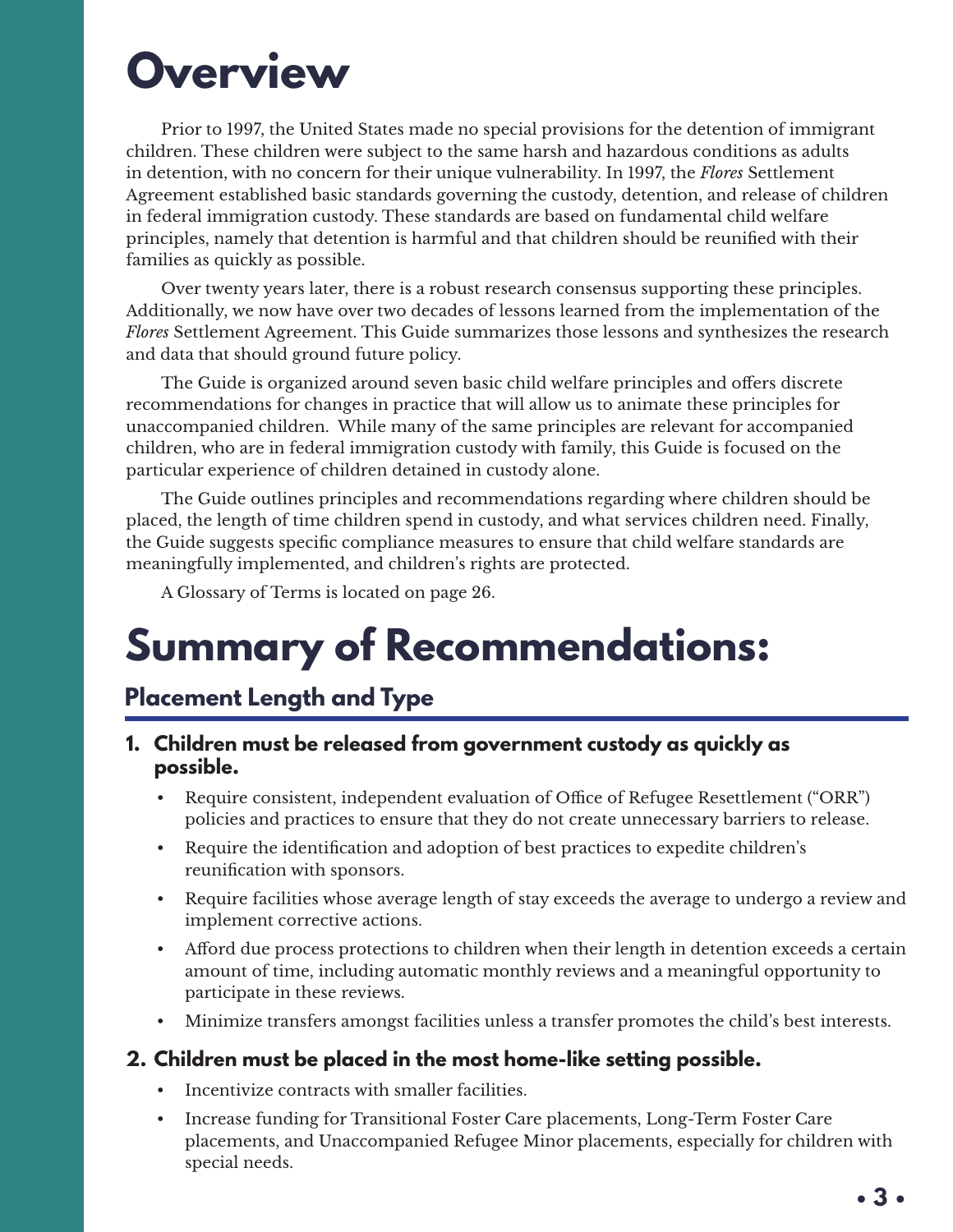# Overview

Prior to 1997, the United States made no special provisions for the detention of immigrant children. These children were subject to the same harsh and hazardous conditions as adults in detention, with no concern for their unique vulnerability. In 1997, the *Flores* Settlement Agreement established basic standards governing the custody, detention, and release of children in federal immigration custody. These standards are based on fundamental child welfare principles, namely that detention is harmful and that children should be reunified with their families as quickly as possible.

Over twenty years later, there is a robust research consensus supporting these principles. Additionally, we now have over two decades of lessons learned from the implementation of the *Flores* Settlement Agreement. This Guide summarizes those lessons and synthesizes the research and data that should ground future policy.

The Guide is organized around seven basic child welfare principles and offers discrete recommendations for changes in practice that will allow us to animate these principles for unaccompanied children. While many of the same principles are relevant for accompanied children, who are in federal immigration custody with family, this Guide is focused on the particular experience of children detained in custody alone.

The Guide outlines principles and recommendations regarding where children should be placed, the length of time children spend in custody, and what services children need. Finally, the Guide suggests specific compliance measures to ensure that child welfare standards are meaningfully implemented, and children's rights are protected.

A Glossary of Terms is located on page 26.

# Summary of Recommendations:

## Placement Length and Type

1. **Children must be released from government custody as quickly as possible.**
   - Require consistent, independent evaluation of Office of Refugee Resettlement ("ORR") policies and practices to ensure that they do not create unnecessary barriers to release.
   - Require the identification and adoption of best practices to expedite children's reunification with sponsors.
   - Require facilities whose average length of stay exceeds the average to undergo a review and implement corrective actions.
   - Afford due process protections to children when their length in detention exceeds a certain amount of time, including automatic monthly reviews and a meaningful opportunity to participate in these reviews.
   - Minimize transfers amongst facilities unless a transfer promotes the child's best interests.

2. **Children must be placed in the most home-like setting possible.**
   - Incentivize contracts with smaller facilities.
   - Increase funding for Transitional Foster Care placements, Long-Term Foster Care placements, and Unaccompanied Refugee Minor placements, especially for children with special needs.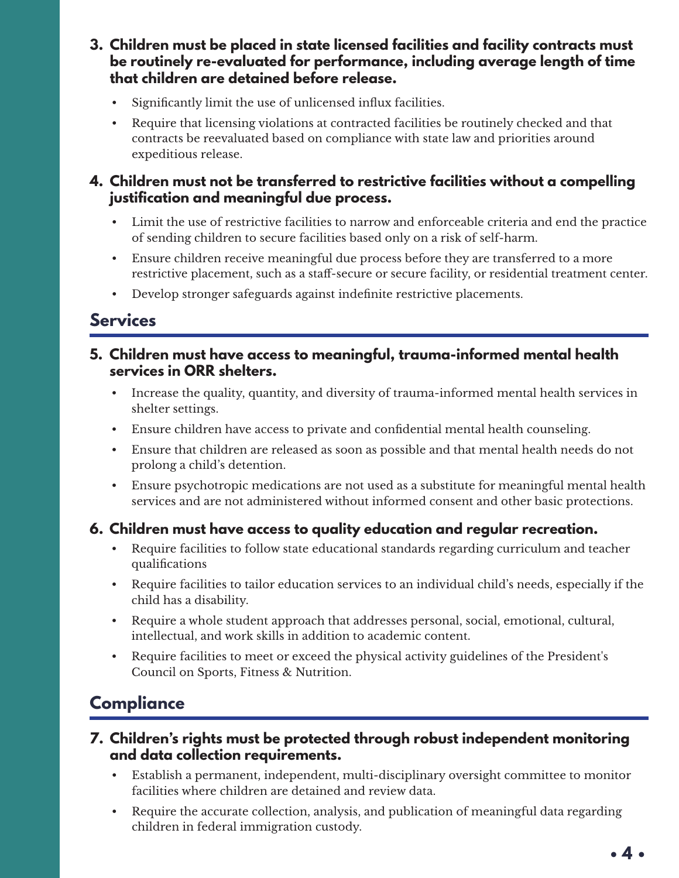**3. Children must be placed in state licensed facilities and facility contracts must be routinely re-evaluated for performance, including average length of time that children are detained before release.**

- Significantly limit the use of unlicensed influx facilities.
- Require that licensing violations at contracted facilities be routinely checked and that contracts be reevaluated based on compliance with state law and priorities around expeditious release.

**4. Children must not be transferred to restrictive facilities without a compelling justification and meaningful due process.**

- Limit the use of restrictive facilities to narrow and enforceable criteria and end the practice of sending children to secure facilities based only on a risk of self-harm.
- Ensure children receive meaningful due process before they are transferred to a more restrictive placement, such as a staff-secure or secure facility, or residential treatment center.
- Develop stronger safeguards against indefinite restrictive placements.

## Services

**5. Children must have access to meaningful, trauma-informed mental health services in ORR shelters.**

- Increase the quality, quantity, and diversity of trauma-informed mental health services in shelter settings.
- Ensure children have access to private and confidential mental health counseling.
- Ensure that children are released as soon as possible and that mental health needs do not prolong a child's detention.
- Ensure psychotropic medications are not used as a substitute for meaningful mental health services and are not administered without informed consent and other basic protections.

**6. Children must have access to quality education and regular recreation.**

- Require facilities to follow state educational standards regarding curriculum and teacher qualifications
- Require facilities to tailor education services to an individual child's needs, especially if the child has a disability.
- Require a whole student approach that addresses personal, social, emotional, cultural, intellectual, and work skills in addition to academic content.
- Require facilities to meet or exceed the physical activity guidelines of the President's Council on Sports, Fitness & Nutrition.

## Compliance

**7. Children's rights must be protected through robust independent monitoring and data collection requirements.**

- Establish a permanent, independent, multi-disciplinary oversight committee to monitor facilities where children are detained and review data.
- Require the accurate collection, analysis, and publication of meaningful data regarding children in federal immigration custody.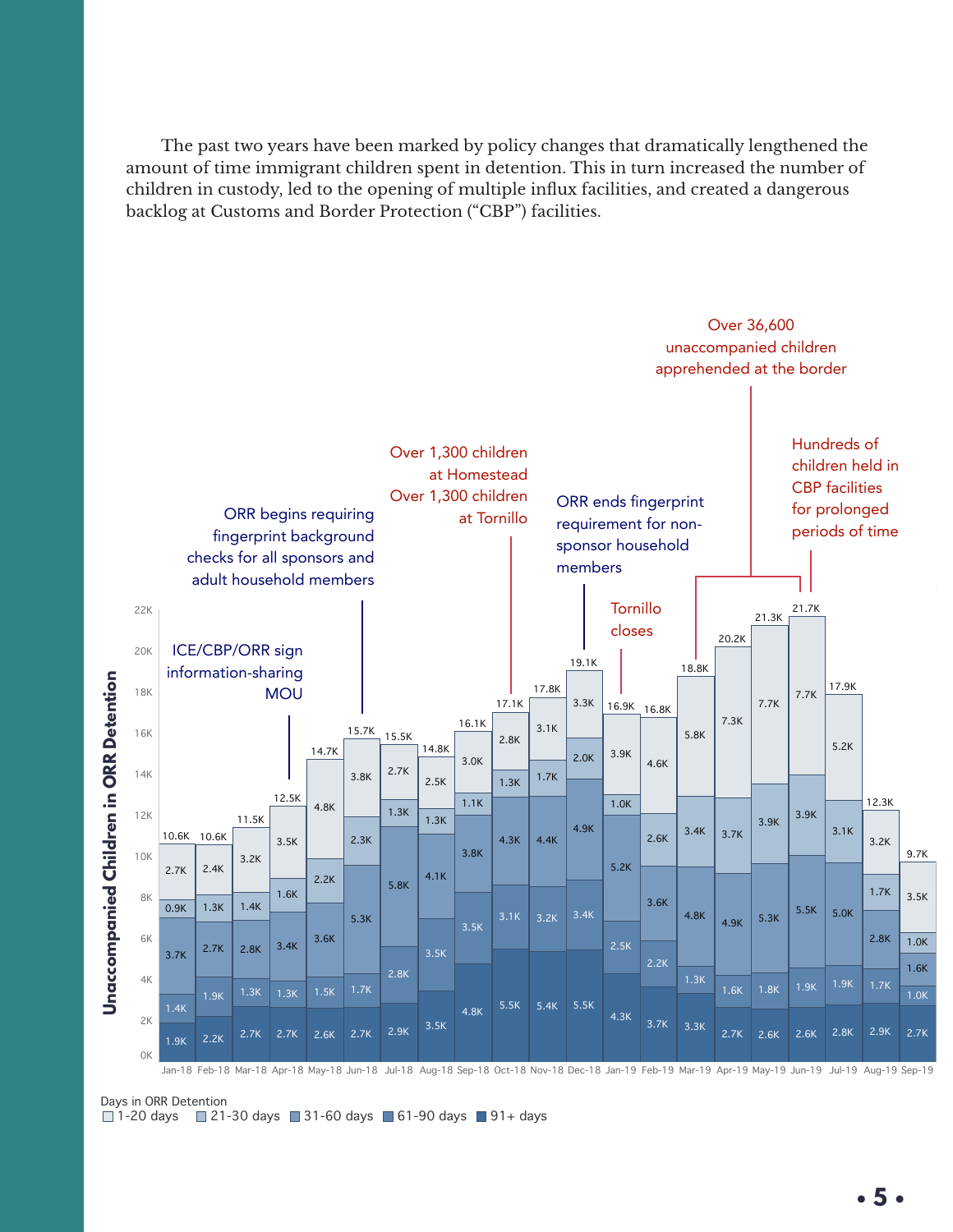The past two years have been marked by policy changes that dramatically lengthened the amount of time immigrant children spent in detention. This in turn increased the number of children in custody, led to the opening of multiple influx facilities, and created a dangerous backlog at Customs and Border Protection ("CBP") facilities.

**Unaccompanied Children in ORR Detention**

| Month | Total | 1-20 days | 21-30 days | 31-60 days | 61-90 days | 91+ days |
|---|---|---|---|---|---|---|
| Jan-18 | 10.6K | 2.7K | 0.9K | 3.7K | 1.4K | 1.9K |
| Feb-18 | 10.6K | 2.4K | 1.3K | 2.7K | 1.9K | 2.2K |
| Mar-18 | 11.5K | 3.2K | 1.4K | 2.8K | 1.3K | 2.7K |
| Apr-18 | 12.5K | 3.5K | 1.6K | 3.4K | 1.3K | 2.7K |
| May-18 | 14.7K | 4.8K | 2.2K | 3.6K | 1.5K | 2.6K |
| Jun-18 | 15.7K | 3.8K | 2.3K | 5.3K | 1.7K | 2.7K |
| Jul-18 | 15.5K | 2.7K | 1.3K | 5.8K | 2.8K | 2.9K |
| Aug-18 | 14.8K | 2.5K | 1.3K | 4.1K | 3.5K | 3.5K |
| Sep-18 | 16.1K | 3.0K | 1.1K | 3.8K | 3.5K | 4.8K |
| Oct-18 | 17.1K | 2.8K | 1.3K | 4.3K | 3.1K | 5.5K |
| Nov-18 | 17.8K | 3.1K | 1.7K | 4.4K | 3.2K | 5.4K |
| Dec-18 | 19.1K | 3.3K | 2.0K | 4.9K | 3.4K | 5.5K |
| Jan-19 | 16.9K | 3.9K | 1.0K | 5.2K | 2.5K | 4.3K |
| Feb-19 | 16.8K | 4.6K | 2.6K | 3.6K | 2.2K | 3.7K |
| Mar-19 | 18.8K | 5.8K | 3.4K | 4.8K | 1.3K | 3.3K |
| Apr-19 | 20.2K | 7.3K | 3.7K | 4.9K | 1.6K | 2.7K |
| May-19 | 21.3K | 7.7K | 3.9K | 5.3K | 1.8K | 2.6K |
| Jun-19 | 21.7K | 7.7K | 3.9K | 5.5K | 1.9K | 2.6K |
| Jul-19 | 17.9K | 5.2K | 3.1K | 5.0K | 1.9K | 2.8K |
| Aug-19 | 12.3K | 3.2K | 1.7K | 2.8K | 1.7K | 2.9K |
| Sep-19 | 9.7K | 3.5K | 1.0K | 1.6K | 1.0K | 2.7K |

Chart annotations:

- ICE/CBP/ORR sign information-sharing MOU (Apr-18)
- ORR begins requiring fingerprint background checks for all sponsors and adult household members (Jun-18)
- Over 1,300 children at Homestead; Over 1,300 children at Tornillo (Oct-18)
- ORR ends fingerprint requirement for non-sponsor household members (Dec-18)
- Tornillo closes (Jan-19)
- Over 36,600 unaccompanied children apprehended at the border (Mar-19 – Jun-19)
- Hundreds of children held in CBP facilities for prolonged periods of time (Jun-19)

Days in ORR Detention: 1-20 days, 21-30 days, 31-60 days, 61-90 days, 91+ days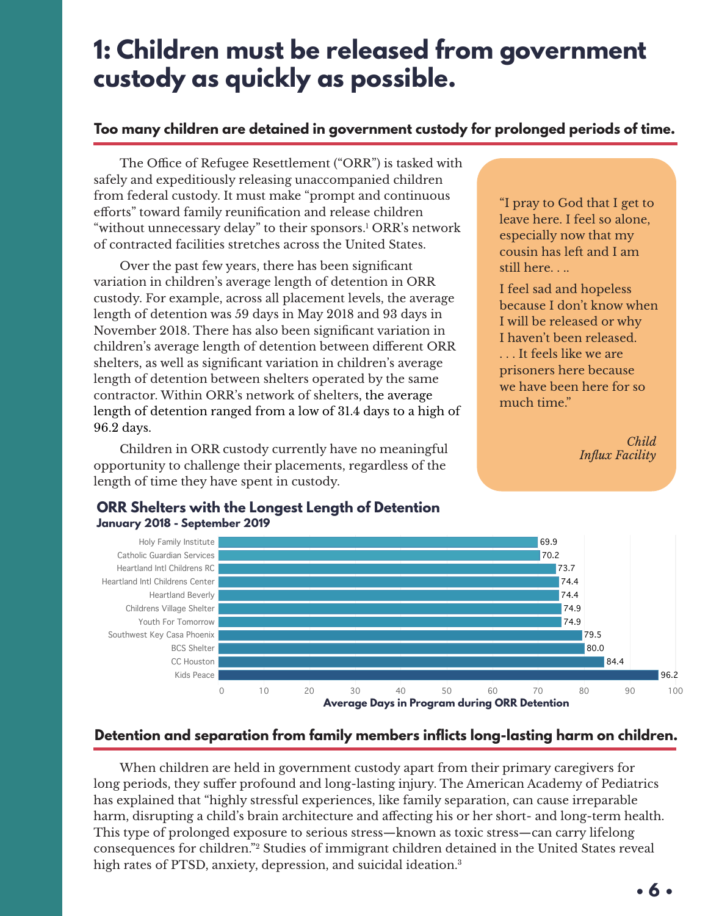# 1: Children must be released from government custody as quickly as possible.

## Too many children are detained in government custody for prolonged periods of time.

The Office of Refugee Resettlement ("ORR") is tasked with safely and expeditiously releasing unaccompanied children from federal custody. It must make "prompt and continuous efforts" toward family reunification and release children "without unnecessary delay" to their sponsors.[1] ORR's network of contracted facilities stretches across the United States.

Over the past few years, there has been significant variation in children's average length of detention in ORR custody. For example, across all placement levels, the average length of detention was 59 days in May 2018 and 93 days in November 2018. There has also been significant variation in children's average length of detention between different ORR shelters, as well as significant variation in children's average length of detention between shelters operated by the same contractor. Within ORR's network of shelters, the average length of detention ranged from a low of 31.4 days to a high of 96.2 days.

Children in ORR custody currently have no meaningful opportunity to challenge their placements, regardless of the length of time they have spent in custody.

> "I pray to God that I get to leave here. I feel so alone, especially now that my cousin has left and I am still here. . ..
>
> I feel sad and hopeless because I don't know when I will be released or why I haven't been released. . . . It feels like we are prisoners here because we have been here for so much time."
>
> *Child*
> *Influx Facility*

**ORR Shelters with the Longest Length of Detention**
**January 2018 - September 2019**

| Shelter | Average Days in Program during ORR Detention |
| --- | --- |
| Holy Family Institute | 69.9 |
| Catholic Guardian Services | 70.2 |
| Heartland Intl Childrens RC | 73.7 |
| Heartland Intl Childrens Center | 74.4 |
| Heartland Beverly | 74.4 |
| Childrens Village Shelter | 74.9 |
| Youth For Tomorrow | 74.9 |
| Southwest Key Casa Phoenix | 79.5 |
| BCS Shelter | 80.0 |
| CC Houston | 84.4 |
| Kids Peace | 96.2 |

## Detention and separation from family members inflicts long-lasting harm on children.

When children are held in government custody apart from their primary caregivers for long periods, they suffer profound and long-lasting injury. The American Academy of Pediatrics has explained that "highly stressful experiences, like family separation, can cause irreparable harm, disrupting a child's brain architecture and affecting his or her short- and long-term health. This type of prolonged exposure to serious stress—known as toxic stress—can carry lifelong consequences for children."[2] Studies of immigrant children detained in the United States reveal high rates of PTSD, anxiety, depression, and suicidal ideation.[3]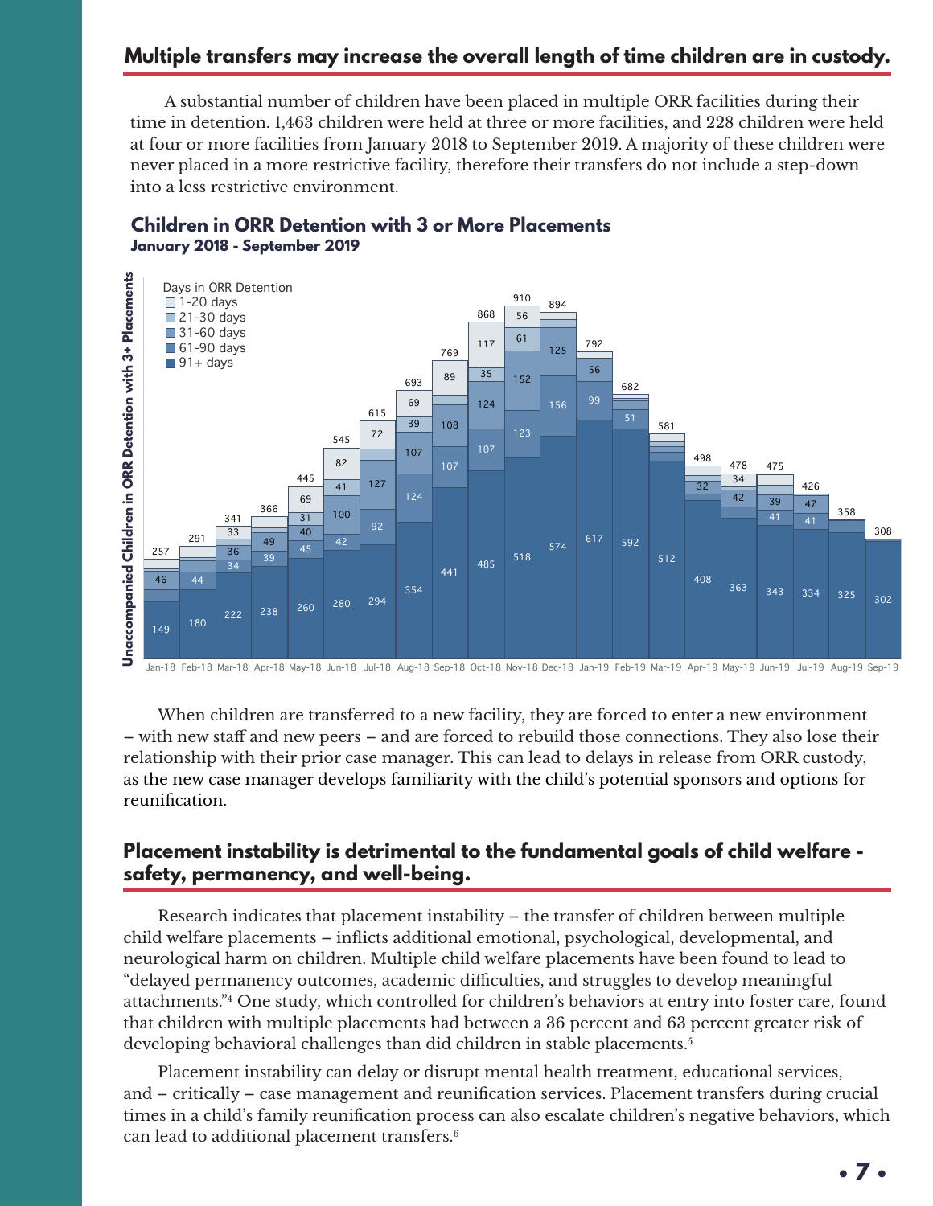## Multiple transfers may increase the overall length of time children are in custody.

A substantial number of children have been placed in multiple ORR facilities during their time in detention. 1,463 children were held at three or more facilities, and 228 children were held at four or more facilities from January 2018 to September 2019. A majority of these children were never placed in a more restrictive facility, therefore their transfers do not include a step-down into a less restrictive environment.

### Children in ORR Detention with 3 or More Placements
**January 2018 - September 2019**

When children are transferred to a new facility, they are forced to enter a new environment – with new staff and new peers – and are forced to rebuild those connections. They also lose their relationship with their prior case manager. This can lead to delays in release from ORR custody, as the new case manager develops familiarity with the child's potential sponsors and options for reunification.

## Placement instability is detrimental to the fundamental goals of child welfare - safety, permanency, and well-being.

Research indicates that placement instability – the transfer of children between multiple child welfare placements – inflicts additional emotional, psychological, developmental, and neurological harm on children. Multiple child welfare placements have been found to lead to "delayed permanency outcomes, academic difficulties, and struggles to develop meaningful attachments."[4] One study, which controlled for children's behaviors at entry into foster care, found that children with multiple placements had between a 36 percent and 63 percent greater risk of developing behavioral challenges than did children in stable placements.[5]

Placement instability can delay or disrupt mental health treatment, educational services, and – critically – case management and reunification services. Placement transfers during crucial times in a child's family reunification process can also escalate children's negative behaviors, which can lead to additional placement transfers.[6]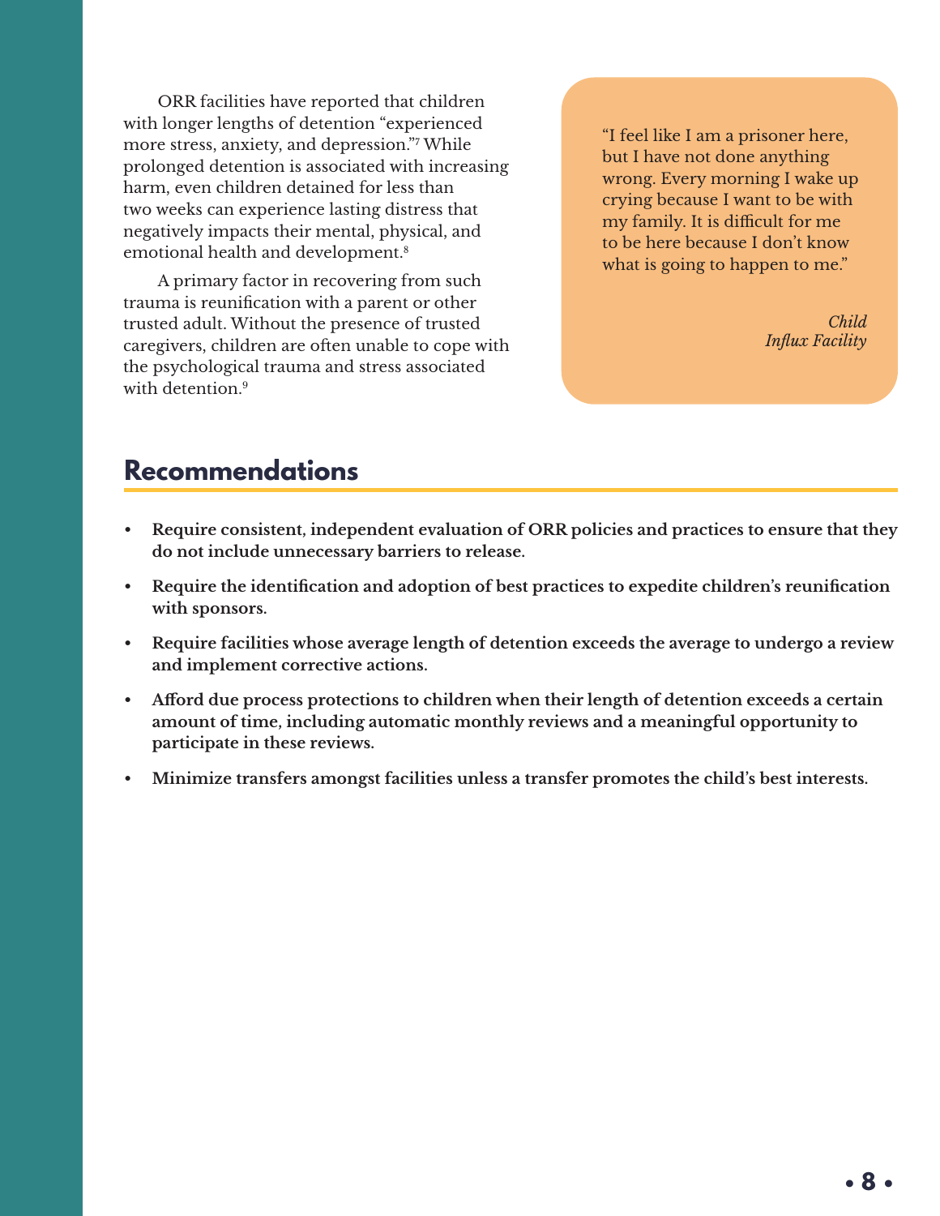ORR facilities have reported that children with longer lengths of detention "experienced more stress, anxiety, and depression."[7] While prolonged detention is associated with increasing harm, even children detained for less than two weeks can experience lasting distress that negatively impacts their mental, physical, and emotional health and development.[8]

A primary factor in recovering from such trauma is reunification with a parent or other trusted adult. Without the presence of trusted caregivers, children are often unable to cope with the psychological trauma and stress associated with detention.[9]

> "I feel like I am a prisoner here, but I have not done anything wrong. Every morning I wake up crying because I want to be with my family. It is difficult for me to be here because I don't know what is going to happen to me."
>
> *Child*
> *Influx Facility*

## Recommendations

- **Require consistent, independent evaluation of ORR policies and practices to ensure that they do not include unnecessary barriers to release.**
- **Require the identification and adoption of best practices to expedite children's reunification with sponsors.**
- **Require facilities whose average length of detention exceeds the average to undergo a review and implement corrective actions.**
- **Afford due process protections to children when their length of detention exceeds a certain amount of time, including automatic monthly reviews and a meaningful opportunity to participate in these reviews.**
- **Minimize transfers amongst facilities unless a transfer promotes the child's best interests.**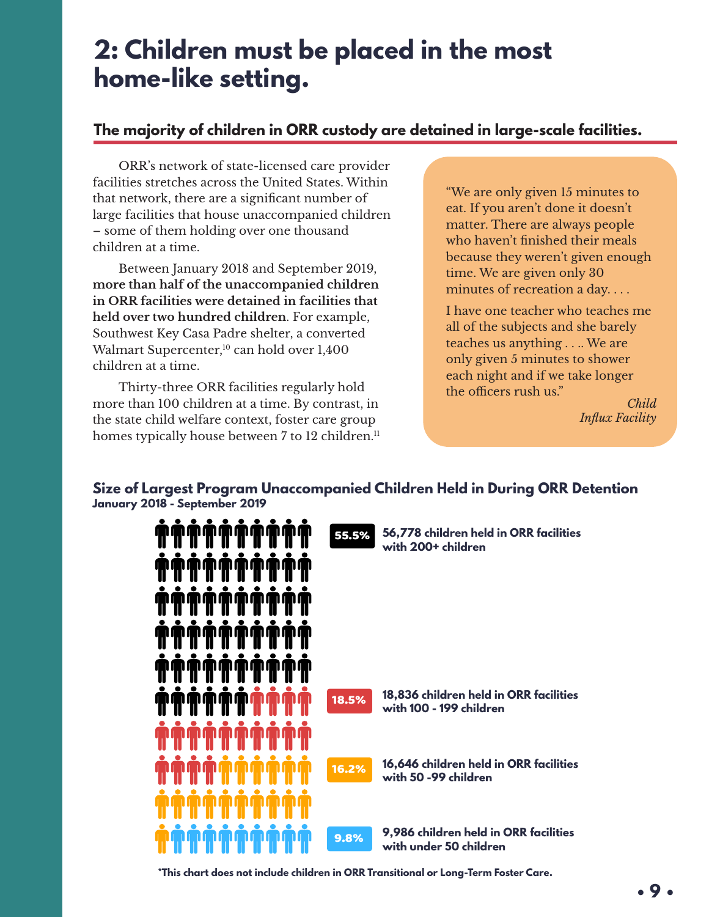# 2: Children must be placed in the most home-like setting.

## The majority of children in ORR custody are detained in large-scale facilities.

ORR's network of state-licensed care provider facilities stretches across the United States. Within that network, there are a significant number of large facilities that house unaccompanied children – some of them holding over one thousand children at a time.

Between January 2018 and September 2019, **more than half of the unaccompanied children in ORR facilities were detained in facilities that held over two hundred children**. For example, Southwest Key Casa Padre shelter, a converted Walmart Supercenter,[10] can hold over 1,400 children at a time.

Thirty-three ORR facilities regularly hold more than 100 children at a time. By contrast, in the state child welfare context, foster care group homes typically house between 7 to 12 children.[11]

> "We are only given 15 minutes to eat. If you aren't done it doesn't matter. There are always people who haven't finished their meals because they weren't given enough time. We are given only 30 minutes of recreation a day. . . .
>
> I have one teacher who teaches me all of the subjects and she barely teaches us anything . . .. We are only given 5 minutes to shower each night and if we take longer the officers rush us."
>
> *Child Influx Facility*

### Size of Largest Program Unaccompanied Children Held in During ORR Detention
**January 2018 - September 2019**

| Percentage | Description |
|---|---|
| 55.5% | 56,778 children held in ORR facilities with 200+ children |
| 18.5% | 18,836 children held in ORR facilities with 100 - 199 children |
| 16.2% | 16,646 children held in ORR facilities with 50 -99 children |
| 9.8% | 9,986 children held in ORR facilities with under 50 children |

**\*This chart does not include children in ORR Transitional or Long-Term Foster Care.**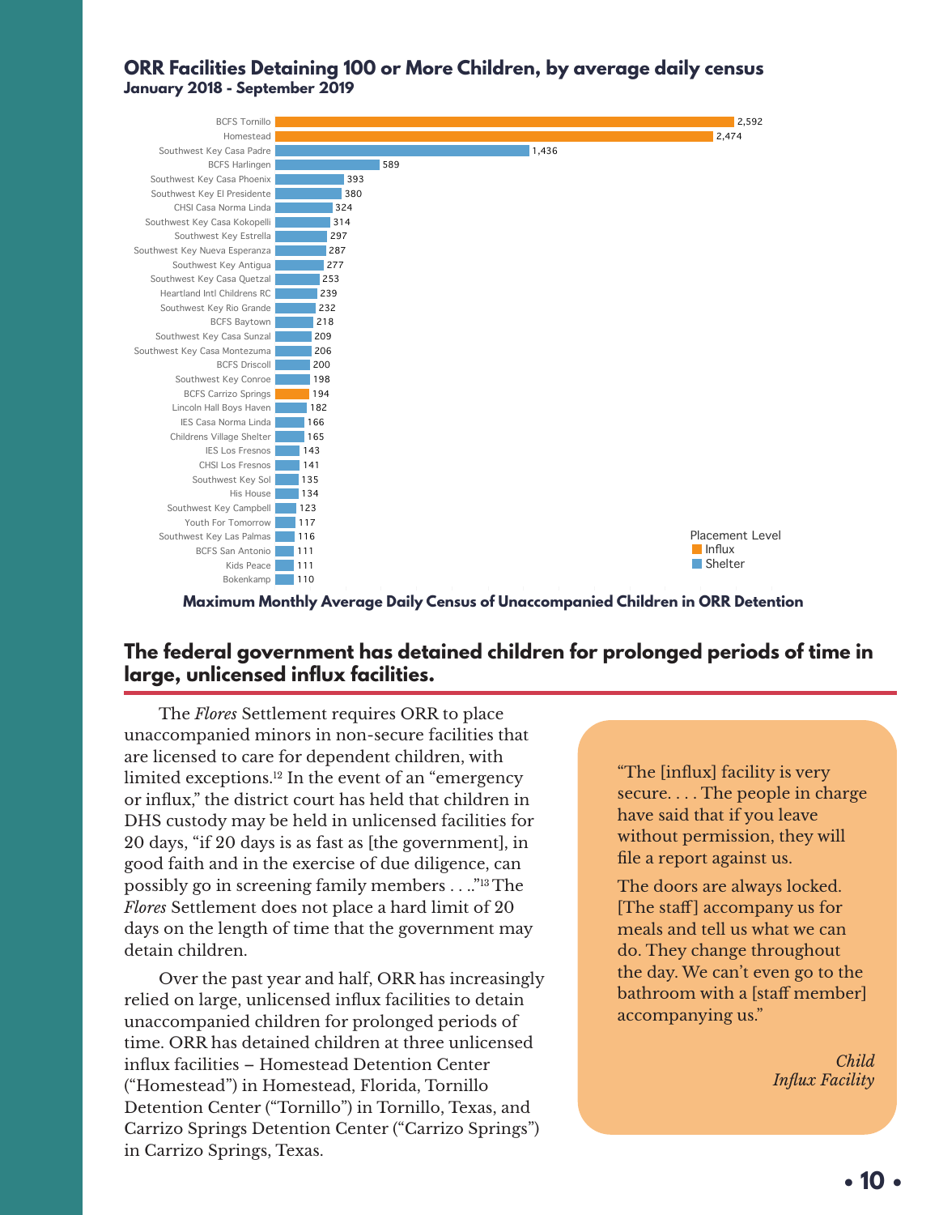## ORR Facilities Detaining 100 or More Children, by average daily census
**January 2018 - September 2019**

| Facility | Maximum Monthly Average Daily Census | Placement Level |
|---|---|---|
| BCFS Tornillo | 2,592 | Influx |
| Homestead | 2,474 | Influx |
| Southwest Key Casa Padre | 1,436 | Shelter |
| BCFS Harlingen | 589 | Shelter |
| Southwest Key Casa Phoenix | 393 | Shelter |
| Southwest Key El Presidente | 380 | Shelter |
| CHSI Casa Norma Linda | 324 | Shelter |
| Southwest Key Casa Kokopelli | 314 | Shelter |
| Southwest Key Estrella | 297 | Shelter |
| Southwest Key Nueva Esperanza | 287 | Shelter |
| Southwest Key Antigua | 277 | Shelter |
| Southwest Key Casa Quetzal | 253 | Shelter |
| Heartland Intl Childrens RC | 239 | Shelter |
| Southwest Key Rio Grande | 232 | Shelter |
| BCFS Baytown | 218 | Shelter |
| Southwest Key Casa Sunzal | 209 | Shelter |
| Southwest Key Casa Montezuma | 206 | Shelter |
| BCFS Driscoll | 200 | Shelter |
| Southwest Key Conroe | 198 | Shelter |
| BCFS Carrizo Springs | 194 | Influx |
| Lincoln Hall Boys Haven | 182 | Shelter |
| IES Casa Norma Linda | 166 | Shelter |
| Childrens Village Shelter | 165 | Shelter |
| IES Los Fresnos | 143 | Shelter |
| CHSI Los Fresnos | 141 | Shelter |
| Southwest Key Sol | 135 | Shelter |
| His House | 134 | Shelter |
| Southwest Key Campbell | 123 | Shelter |
| Youth For Tomorrow | 117 | Shelter |
| Southwest Key Las Palmas | 116 | Shelter |
| BCFS San Antonio | 111 | Shelter |
| Kids Peace | 111 | Shelter |
| Bokenkamp | 110 | Shelter |

**Maximum Monthly Average Daily Census of Unaccompanied Children in ORR Detention**

## The federal government has detained children for prolonged periods of time in large, unlicensed influx facilities.

The *Flores* Settlement requires ORR to place unaccompanied minors in non-secure facilities that are licensed to care for dependent children, with limited exceptions.[12] In the event of an "emergency or influx," the district court has held that children in DHS custody may be held in unlicensed facilities for 20 days, "if 20 days is as fast as [the government], in good faith and in the exercise of due diligence, can possibly go in screening family members . . .."[13] The *Flores* Settlement does not place a hard limit of 20 days on the length of time that the government may detain children.

Over the past year and half, ORR has increasingly relied on large, unlicensed influx facilities to detain unaccompanied children for prolonged periods of time. ORR has detained children at three unlicensed influx facilities – Homestead Detention Center ("Homestead") in Homestead, Florida, Tornillo Detention Center ("Tornillo") in Tornillo, Texas, and Carrizo Springs Detention Center ("Carrizo Springs") in Carrizo Springs, Texas.

> "The [influx] facility is very secure. . . . The people in charge have said that if you leave without permission, they will file a report against us.
>
> The doors are always locked. [The staff] accompany us for meals and tell us what we can do. They change throughout the day. We can't even go to the bathroom with a [staff member] accompanying us."
>
> *Child*
> *Influx Facility*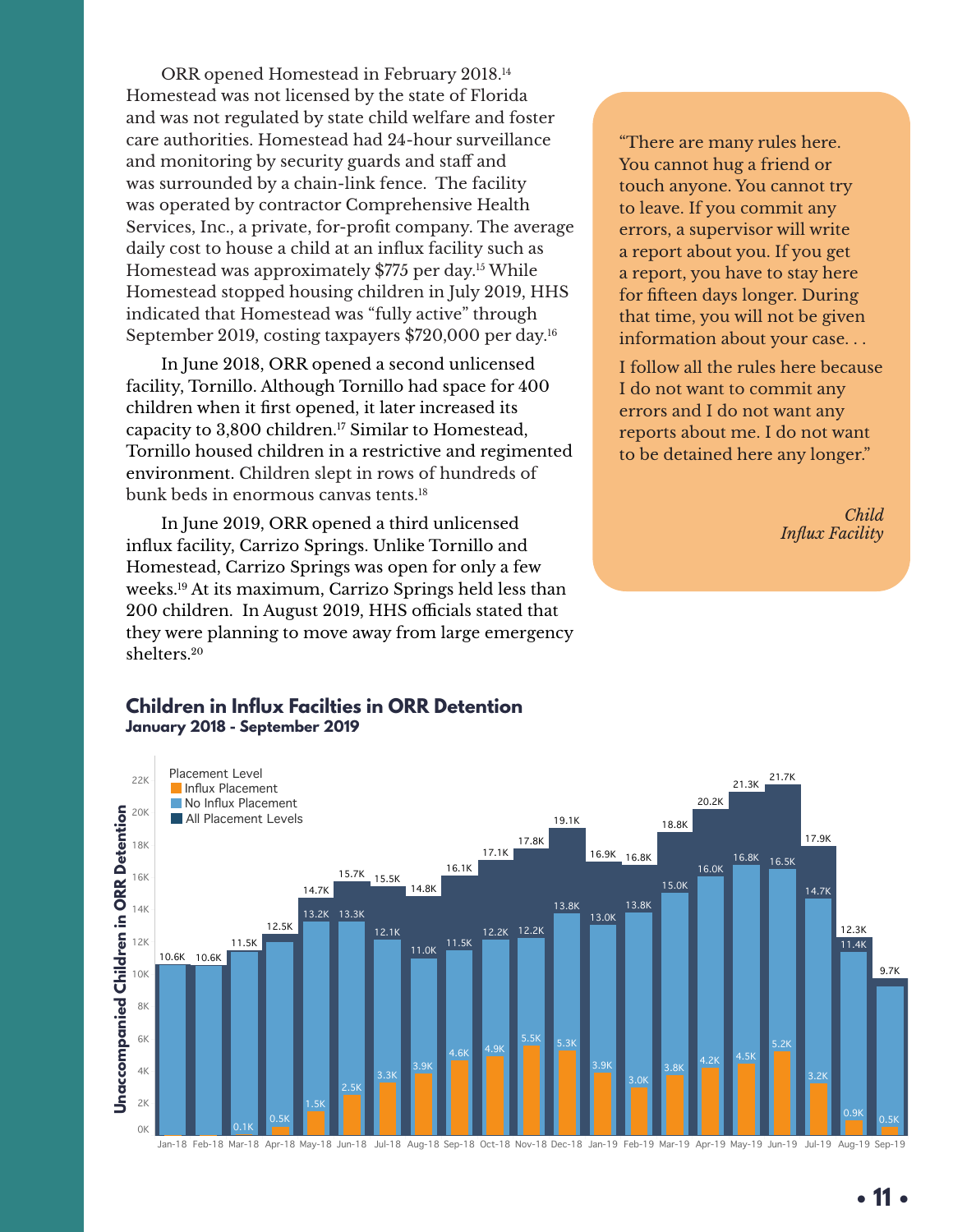ORR opened Homestead in February 2018.[14] Homestead was not licensed by the state of Florida and was not regulated by state child welfare and foster care authorities. Homestead had 24-hour surveillance and monitoring by security guards and staff and was surrounded by a chain-link fence. The facility was operated by contractor Comprehensive Health Services, Inc., a private, for-profit company. The average daily cost to house a child at an influx facility such as Homestead was approximately $775 per day.[15] While Homestead stopped housing children in July 2019, HHS indicated that Homestead was "fully active" through September 2019, costing taxpayers $720,000 per day.[16]

In June 2018, ORR opened a second unlicensed facility, Tornillo. Although Tornillo had space for 400 children when it first opened, it later increased its capacity to 3,800 children.[17] Similar to Homestead, Tornillo housed children in a restrictive and regimented environment. Children slept in rows of hundreds of bunk beds in enormous canvas tents.[18]

In June 2019, ORR opened a third unlicensed influx facility, Carrizo Springs. Unlike Tornillo and Homestead, Carrizo Springs was open for only a few weeks.[19] At its maximum, Carrizo Springs held less than 200 children. In August 2019, HHS officials stated that they were planning to move away from large emergency shelters.[20]

> "There are many rules here. You cannot hug a friend or touch anyone. You cannot try to leave. If you commit any errors, a supervisor will write a report about you. If you get a report, you have to stay here for fifteen days longer. During that time, you will not be given information about your case. . .
>
> I follow all the rules here because I do not want to commit any errors and I do not want any reports about me. I do not want to be detained here any longer."
>
> *Child*
> *Influx Facility*

**Children in Influx Facilties in ORR Detention**
**January 2018 - September 2019**

| Month | Influx Placement | No Influx Placement | All Placement Levels |
|---|---|---|---|
| Jan-18 | | 10.6K | 10.6K |
| Feb-18 | | 10.6K | 10.6K |
| Mar-18 | 0.1K | 11.5K | 11.5K |
| Apr-18 | 0.5K | | 12.5K |
| May-18 | 1.5K | 13.2K | 14.7K |
| Jun-18 | 2.5K | 13.3K | 15.7K |
| Jul-18 | 3.3K | 12.1K | 15.5K |
| Aug-18 | 3.9K | 11.0K | 14.8K |
| Sep-18 | 4.6K | 11.5K | 16.1K |
| Oct-18 | 4.9K | 12.2K | 17.1K |
| Nov-18 | 5.5K | 12.2K | 17.8K |
| Dec-18 | 5.3K | 13.8K | 19.1K |
| Jan-19 | 3.9K | 13.0K | 16.9K |
| Feb-19 | 3.0K | 13.8K | 16.8K |
| Mar-19 | 3.8K | 15.0K | 18.8K |
| Apr-19 | 4.2K | 16.0K | 20.2K |
| May-19 | 4.5K | 16.8K | 21.3K |
| Jun-19 | 5.2K | 16.5K | 21.7K |
| Jul-19 | 3.2K | 14.7K | 17.9K |
| Aug-19 | 0.9K | 11.4K | 12.3K |
| Sep-19 | 0.5K | | 9.7K |

Y-axis: Unaccompanied Children in ORR Detention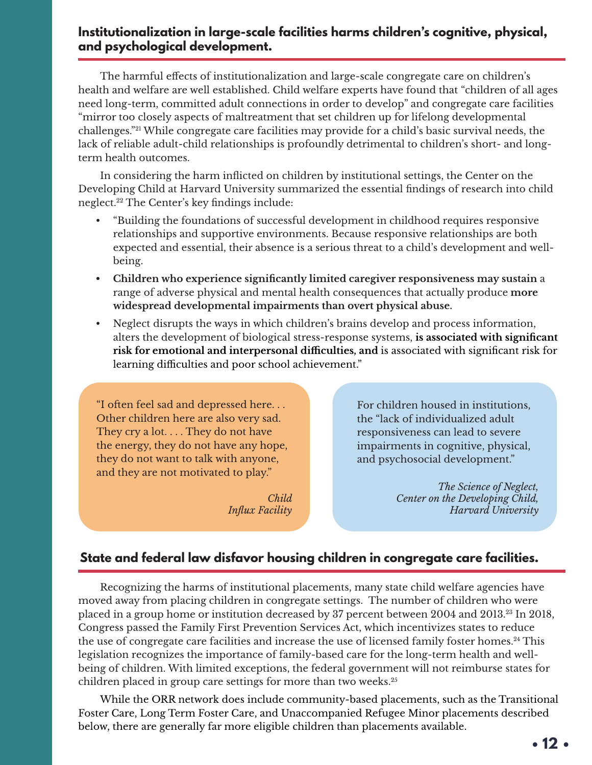## Institutionalization in large-scale facilities harms children's cognitive, physical, and psychological development.

The harmful effects of institutionalization and large-scale congregate care on children's health and welfare are well established. Child welfare experts have found that "children of all ages need long-term, committed adult connections in order to develop" and congregate care facilities "mirror too closely aspects of maltreatment that set children up for lifelong developmental challenges."[21] While congregate care facilities may provide for a child's basic survival needs, the lack of reliable adult-child relationships is profoundly detrimental to children's short- and long-term health outcomes.

In considering the harm inflicted on children by institutional settings, the Center on the Developing Child at Harvard University summarized the essential findings of research into child neglect.[22] The Center's key findings include:

- "Building the foundations of successful development in childhood requires responsive relationships and supportive environments. Because responsive relationships are both expected and essential, their absence is a serious threat to a child's development and well-being.
- **Children who experience significantly limited caregiver responsiveness may sustain** a range of adverse physical and mental health consequences that actually produce **more widespread developmental impairments than overt physical abuse.**
- Neglect disrupts the ways in which children's brains develop and process information, alters the development of biological stress-response systems, **is associated with significant risk for emotional and interpersonal difficulties, and** is associated with significant risk for learning difficulties and poor school achievement."

> "I often feel sad and depressed here. . . Other children here are also very sad. They cry a lot. . . . They do not have the energy, they do not have any hope, they do not want to talk with anyone, and they are not motivated to play."
>
> *Child*
> *Influx Facility*

> For children housed in institutions, the "lack of individualized adult responsiveness can lead to severe impairments in cognitive, physical, and psychosocial development."
>
> *The Science of Neglect,*
> *Center on the Developing Child,*
> *Harvard University*

## State and federal law disfavor housing children in congregate care facilities.

Recognizing the harms of institutional placements, many state child welfare agencies have moved away from placing children in congregate settings. The number of children who were placed in a group home or institution decreased by 37 percent between 2004 and 2013.[23] In 2018, Congress passed the Family First Prevention Services Act, which incentivizes states to reduce the use of congregate care facilities and increase the use of licensed family foster homes.[24] This legislation recognizes the importance of family-based care for the long-term health and well-being of children. With limited exceptions, the federal government will not reimburse states for children placed in group care settings for more than two weeks.[25]

While the ORR network does include community-based placements, such as the Transitional Foster Care, Long Term Foster Care, and Unaccompanied Refugee Minor placements described below, there are generally far more eligible children than placements available.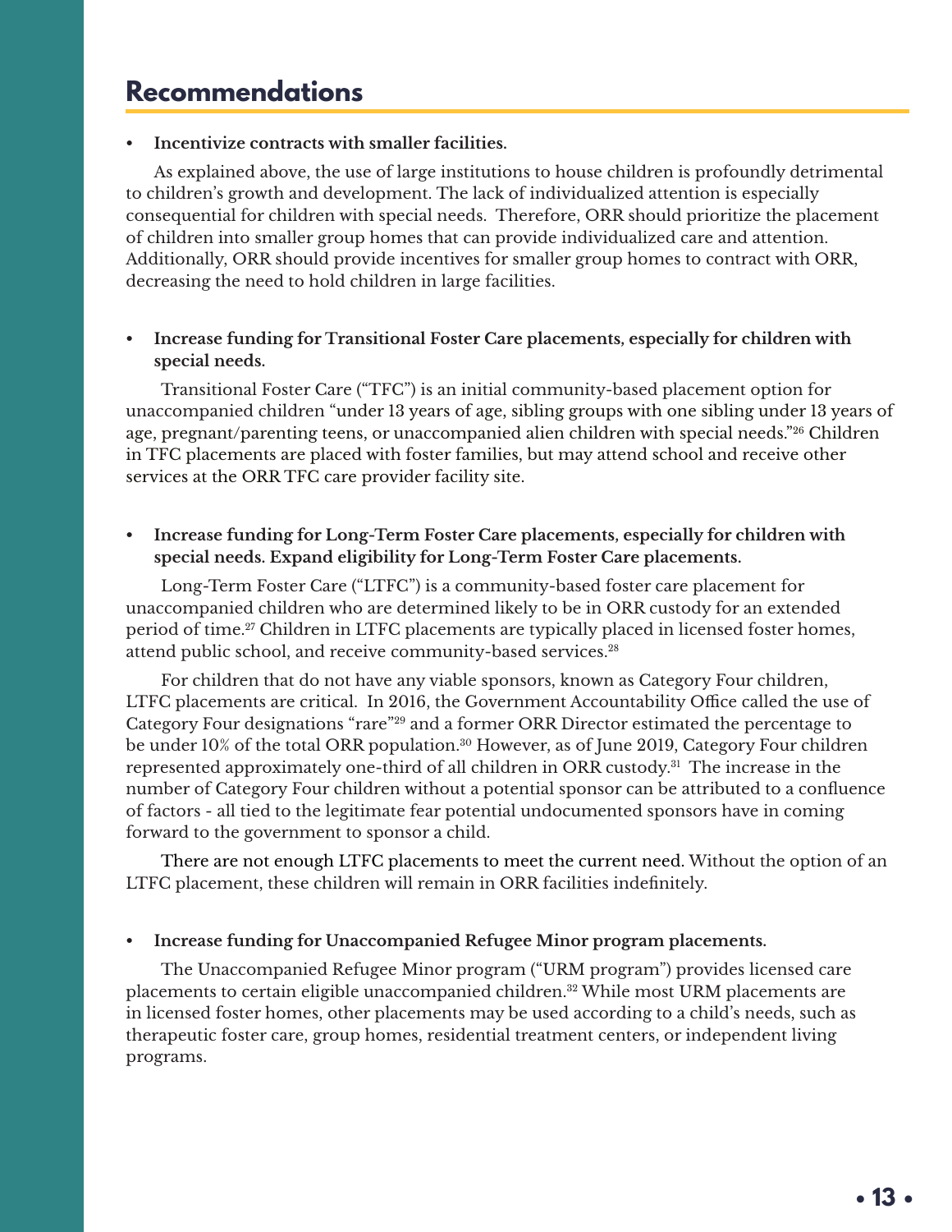## Recommendations

- **Incentivize contracts with smaller facilities.**

As explained above, the use of large institutions to house children is profoundly detrimental to children's growth and development. The lack of individualized attention is especially consequential for children with special needs. Therefore, ORR should prioritize the placement of children into smaller group homes that can provide individualized care and attention. Additionally, ORR should provide incentives for smaller group homes to contract with ORR, decreasing the need to hold children in large facilities.

- **Increase funding for Transitional Foster Care placements, especially for children with special needs.**

Transitional Foster Care ("TFC") is an initial community-based placement option for unaccompanied children "under 13 years of age, sibling groups with one sibling under 13 years of age, pregnant/parenting teens, or unaccompanied alien children with special needs."[26] Children in TFC placements are placed with foster families, but may attend school and receive other services at the ORR TFC care provider facility site.

- **Increase funding for Long-Term Foster Care placements, especially for children with special needs. Expand eligibility for Long-Term Foster Care placements.**

Long-Term Foster Care ("LTFC") is a community-based foster care placement for unaccompanied children who are determined likely to be in ORR custody for an extended period of time.[27] Children in LTFC placements are typically placed in licensed foster homes, attend public school, and receive community-based services.[28]

For children that do not have any viable sponsors, known as Category Four children, LTFC placements are critical. In 2016, the Government Accountability Office called the use of Category Four designations "rare"[29] and a former ORR Director estimated the percentage to be under 10% of the total ORR population.[30] However, as of June 2019, Category Four children represented approximately one-third of all children in ORR custody.[31] The increase in the number of Category Four children without a potential sponsor can be attributed to a confluence of factors - all tied to the legitimate fear potential undocumented sponsors have in coming forward to the government to sponsor a child.

There are not enough LTFC placements to meet the current need. Without the option of an LTFC placement, these children will remain in ORR facilities indefinitely.

- **Increase funding for Unaccompanied Refugee Minor program placements.**

The Unaccompanied Refugee Minor program ("URM program") provides licensed care placements to certain eligible unaccompanied children.[32] While most URM placements are in licensed foster homes, other placements may be used according to a child's needs, such as therapeutic foster care, group homes, residential treatment centers, or independent living programs.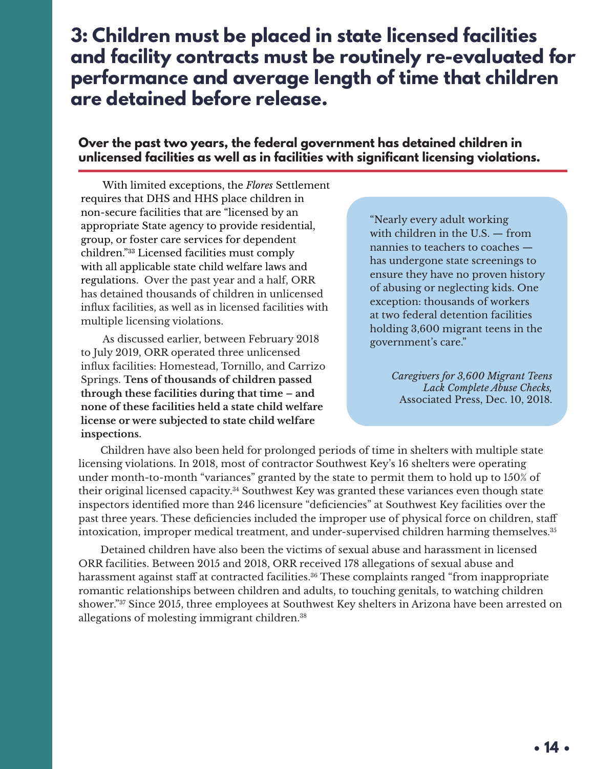# 3: Children must be placed in state licensed facilities and facility contracts must be routinely re-evaluated for performance and average length of time that children are detained before release.

## Over the past two years, the federal government has detained children in unlicensed facilities as well as in facilities with significant licensing violations.

With limited exceptions, the *Flores* Settlement requires that DHS and HHS place children in non-secure facilities that are "licensed by an appropriate State agency to provide residential, group, or foster care services for dependent children."[33] Licensed facilities must comply with all applicable state child welfare laws and regulations. Over the past year and a half, ORR has detained thousands of children in unlicensed influx facilities, as well as in licensed facilities with multiple licensing violations.

As discussed earlier, between February 2018 to July 2019, ORR operated three unlicensed influx facilities: Homestead, Tornillo, and Carrizo Springs. **Tens of thousands of children passed through these facilities during that time – and none of these facilities held a state child welfare license or were subjected to state child welfare inspections.**

> "Nearly every adult working with children in the U.S. — from nannies to teachers to coaches — has undergone state screenings to ensure they have no proven history of abusing or neglecting kids. One exception: thousands of workers at two federal detention facilities holding 3,600 migrant teens in the government's care."
>
> *Caregivers for 3,600 Migrant Teens Lack Complete Abuse Checks,* Associated Press, Dec. 10, 2018.

Children have also been held for prolonged periods of time in shelters with multiple state licensing violations. In 2018, most of contractor Southwest Key's 16 shelters were operating under month-to-month "variances" granted by the state to permit them to hold up to 150% of their original licensed capacity.[34] Southwest Key was granted these variances even though state inspectors identified more than 246 licensure "deficiencies" at Southwest Key facilities over the past three years. These deficiencies included the improper use of physical force on children, staff intoxication, improper medical treatment, and under-supervised children harming themselves.[35]

Detained children have also been the victims of sexual abuse and harassment in licensed ORR facilities. Between 2015 and 2018, ORR received 178 allegations of sexual abuse and harassment against staff at contracted facilities.[36] These complaints ranged "from inappropriate romantic relationships between children and adults, to touching genitals, to watching children shower."[37] Since 2015, three employees at Southwest Key shelters in Arizona have been arrested on allegations of molesting immigrant children.[38]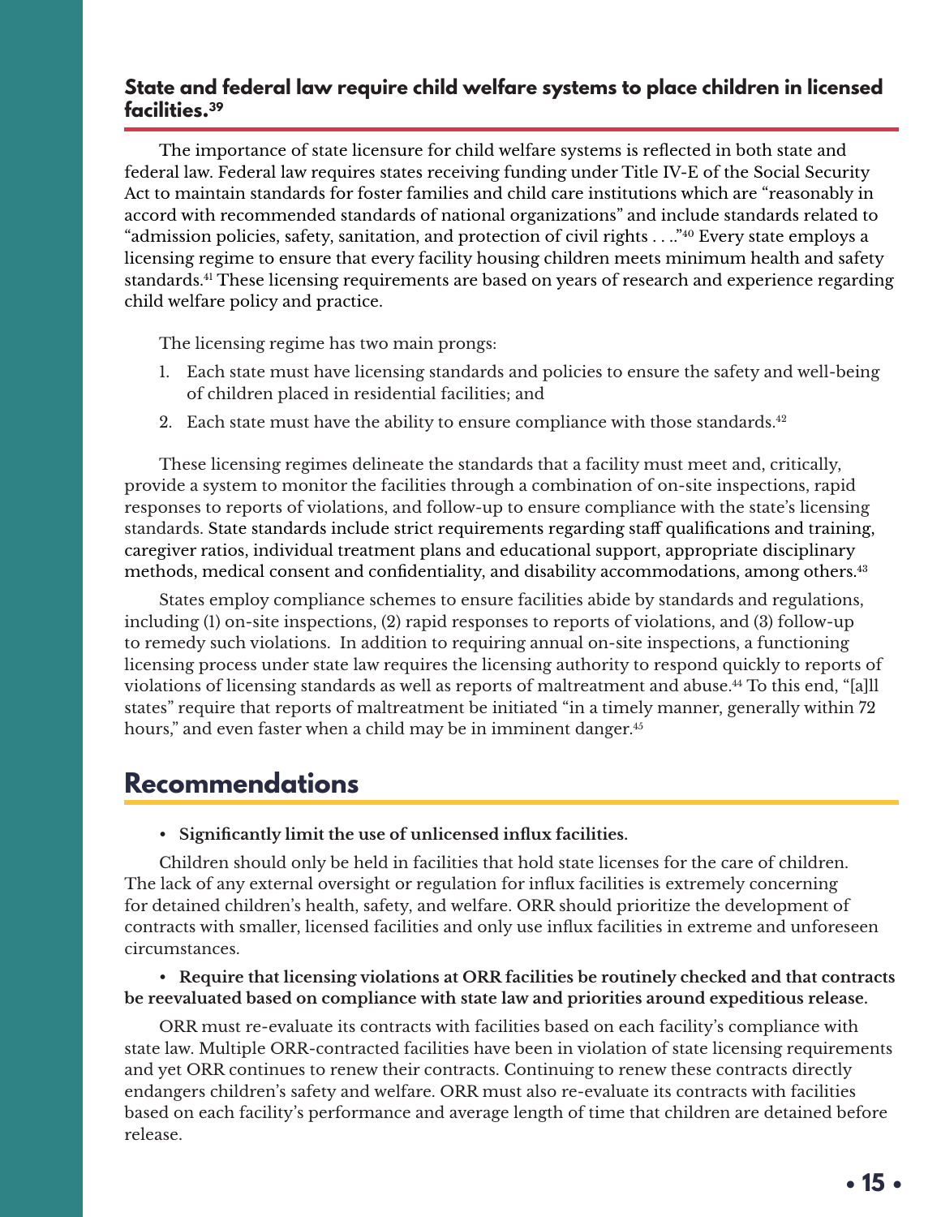### State and federal law require child welfare systems to place children in licensed facilities.[39]

The importance of state licensure for child welfare systems is reflected in both state and federal law. Federal law requires states receiving funding under Title IV-E of the Social Security Act to maintain standards for foster families and child care institutions which are "reasonably in accord with recommended standards of national organizations" and include standards related to "admission policies, safety, sanitation, and protection of civil rights . . .."[40] Every state employs a licensing regime to ensure that every facility housing children meets minimum health and safety standards.[41] These licensing requirements are based on years of research and experience regarding child welfare policy and practice.

The licensing regime has two main prongs:

1. Each state must have licensing standards and policies to ensure the safety and well-being of children placed in residential facilities; and
2. Each state must have the ability to ensure compliance with those standards.[42]

These licensing regimes delineate the standards that a facility must meet and, critically, provide a system to monitor the facilities through a combination of on-site inspections, rapid responses to reports of violations, and follow-up to ensure compliance with the state's licensing standards. State standards include strict requirements regarding staff qualifications and training, caregiver ratios, individual treatment plans and educational support, appropriate disciplinary methods, medical consent and confidentiality, and disability accommodations, among others.[43]

States employ compliance schemes to ensure facilities abide by standards and regulations, including (1) on-site inspections, (2) rapid responses to reports of violations, and (3) follow-up to remedy such violations. In addition to requiring annual on-site inspections, a functioning licensing process under state law requires the licensing authority to respond quickly to reports of violations of licensing standards as well as reports of maltreatment and abuse.[44] To this end, "[a]ll states" require that reports of maltreatment be initiated "in a timely manner, generally within 72 hours," and even faster when a child may be in imminent danger.[45]

## Recommendations

- **Significantly limit the use of unlicensed influx facilities.**

Children should only be held in facilities that hold state licenses for the care of children. The lack of any external oversight or regulation for influx facilities is extremely concerning for detained children's health, safety, and welfare. ORR should prioritize the development of contracts with smaller, licensed facilities and only use influx facilities in extreme and unforeseen circumstances.

- **Require that licensing violations at ORR facilities be routinely checked and that contracts be reevaluated based on compliance with state law and priorities around expeditious release.**

ORR must re-evaluate its contracts with facilities based on each facility's compliance with state law. Multiple ORR-contracted facilities have been in violation of state licensing requirements and yet ORR continues to renew their contracts. Continuing to renew these contracts directly endangers children's safety and welfare. ORR must also re-evaluate its contracts with facilities based on each facility's performance and average length of time that children are detained before release.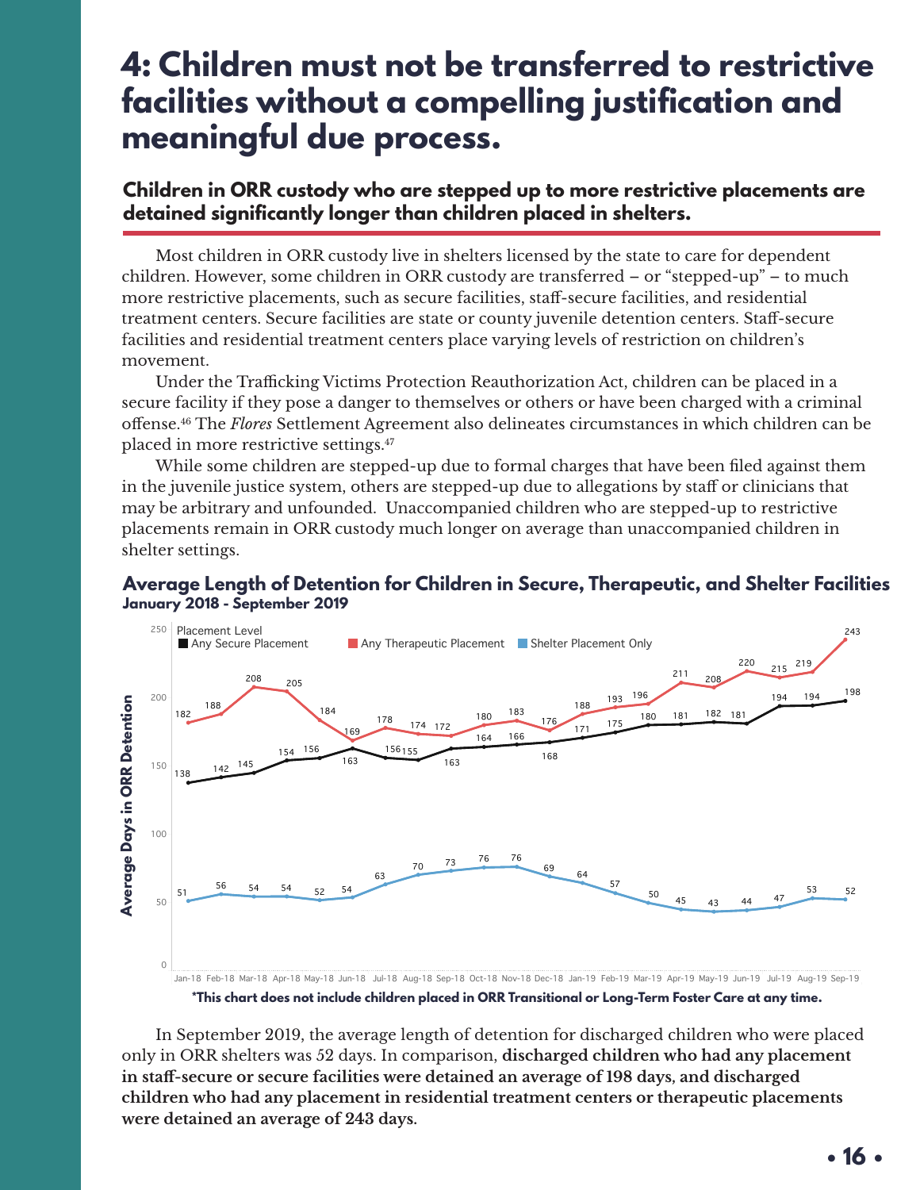# 4: Children must not be transferred to restrictive facilities without a compelling justification and meaningful due process.

## Children in ORR custody who are stepped up to more restrictive placements are detained significantly longer than children placed in shelters.

Most children in ORR custody live in shelters licensed by the state to care for dependent children. However, some children in ORR custody are transferred – or "stepped-up" – to much more restrictive placements, such as secure facilities, staff-secure facilities, and residential treatment centers. Secure facilities are state or county juvenile detention centers. Staff-secure facilities and residential treatment centers place varying levels of restriction on children's movement.

Under the Trafficking Victims Protection Reauthorization Act, children can be placed in a secure facility if they pose a danger to themselves or others or have been charged with a criminal offense.[46] The *Flores* Settlement Agreement also delineates circumstances in which children can be placed in more restrictive settings.[47]

While some children are stepped-up due to formal charges that have been filed against them in the juvenile justice system, others are stepped-up due to allegations by staff or clinicians that may be arbitrary and unfounded. Unaccompanied children who are stepped-up to restrictive placements remain in ORR custody much longer on average than unaccompanied children in shelter settings.

### Average Length of Detention for Children in Secure, Therapeutic, and Shelter Facilities
**January 2018 - September 2019**

Average Days in ORR Detention, by Placement Level:

| Month | Any Secure Placement | Any Therapeutic Placement | Shelter Placement Only |
|---|---|---|---|
| Jan-18 | 138 | 182 | 51 |
| Feb-18 | 142 | 188 | 56 |
| Mar-18 | 145 | 208 | 54 |
| Apr-18 | 154 | 205 | 54 |
| May-18 | 156 | 184 | 52 |
| Jun-18 | 163 | 169 | 54 |
| Jul-18 | 156 | 178 | 63 |
| Aug-18 | 155 | 174 | 70 |
| Sep-18 | 163 | 172 | 73 |
| Oct-18 | 164 | 180 | 76 |
| Nov-18 | 166 | 183 | 76 |
| Dec-18 | 168 | 176 | 69 |
| Jan-19 | 171 | 188 | 64 |
| Feb-19 | 175 | 193 | 57 |
| Mar-19 | 180 | 196 | 50 |
| Apr-19 | 181 | 211 | 45 |
| May-19 | 182 | 208 | 43 |
| Jun-19 | 181 | 220 | 44 |
| Jul-19 | 194 | 215 | 47 |
| Aug-19 | 194 | 219 | 53 |
| Sep-19 | 198 | 243 | 52 |

**\*This chart does not include children placed in ORR Transitional or Long-Term Foster Care at any time.**

In September 2019, the average length of detention for discharged children who were placed only in ORR shelters was 52 days. In comparison, **discharged children who had any placement in staff-secure or secure facilities were detained an average of 198 days, and discharged children who had any placement in residential treatment centers or therapeutic placements were detained an average of 243 days.**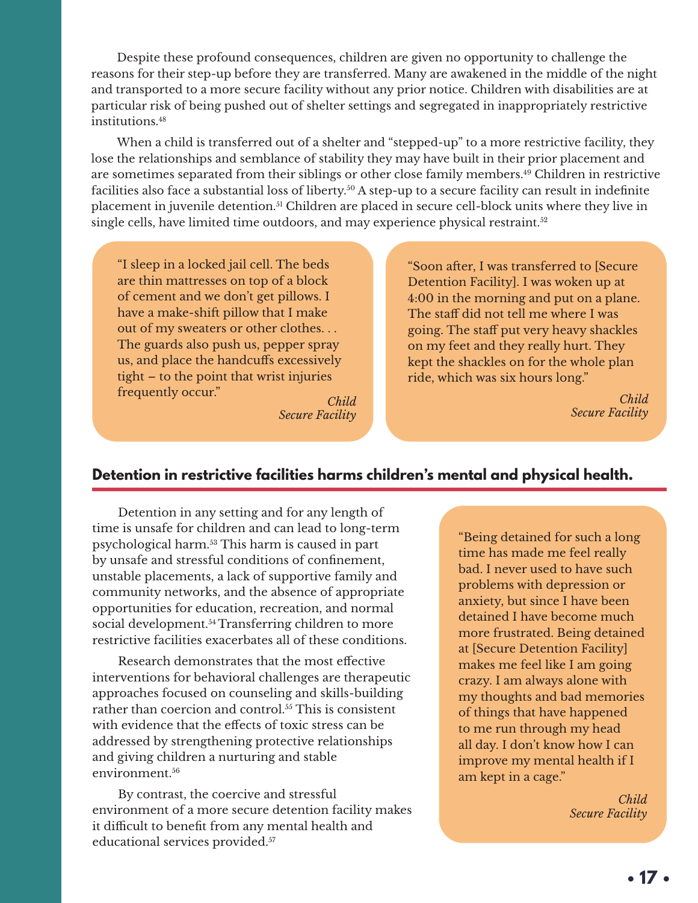Despite these profound consequences, children are given no opportunity to challenge the reasons for their step-up before they are transferred. Many are awakened in the middle of the night and transported to a more secure facility without any prior notice. Children with disabilities are at particular risk of being pushed out of shelter settings and segregated in inappropriately restrictive institutions.[48]

When a child is transferred out of a shelter and "stepped-up" to a more restrictive facility, they lose the relationships and semblance of stability they may have built in their prior placement and are sometimes separated from their siblings or other close family members.[49] Children in restrictive facilities also face a substantial loss of liberty.[50] A step-up to a secure facility can result in indefinite placement in juvenile detention.[51] Children are placed in secure cell-block units where they live in single cells, have limited time outdoors, and may experience physical restraint.[52]

> "I sleep in a locked jail cell. The beds are thin mattresses on top of a block of cement and we don't get pillows. I have a make-shift pillow that I make out of my sweaters or other clothes. . . The guards also push us, pepper spray us, and place the handcuffs excessively tight – to the point that wrist injuries frequently occur."
>
> *Child*
> *Secure Facility*

> "Soon after, I was transferred to [Secure Detention Facility]. I was woken up at 4:00 in the morning and put on a plane. The staff did not tell me where I was going. The staff put very heavy shackles on my feet and they really hurt. They kept the shackles on for the whole plan ride, which was six hours long."
>
> *Child*
> *Secure Facility*

## Detention in restrictive facilities harms children's mental and physical health.

Detention in any setting and for any length of time is unsafe for children and can lead to long-term psychological harm.[53] This harm is caused in part by unsafe and stressful conditions of confinement, unstable placements, a lack of supportive family and community networks, and the absence of appropriate opportunities for education, recreation, and normal social development.[54] Transferring children to more restrictive facilities exacerbates all of these conditions.

Research demonstrates that the most effective interventions for behavioral challenges are therapeutic approaches focused on counseling and skills-building rather than coercion and control.[55] This is consistent with evidence that the effects of toxic stress can be addressed by strengthening protective relationships and giving children a nurturing and stable environment.[56]

By contrast, the coercive and stressful environment of a more secure detention facility makes it difficult to benefit from any mental health and educational services provided.[57]

> "Being detained for such a long time has made me feel really bad. I never used to have such problems with depression or anxiety, but since I have been detained I have become much more frustrated. Being detained at [Secure Detention Facility] makes me feel like I am going crazy. I am always alone with my thoughts and bad memories of things that have happened to me run through my head all day. I don't know how I can improve my mental health if I am kept in a cage."
>
> *Child*
> *Secure Facility*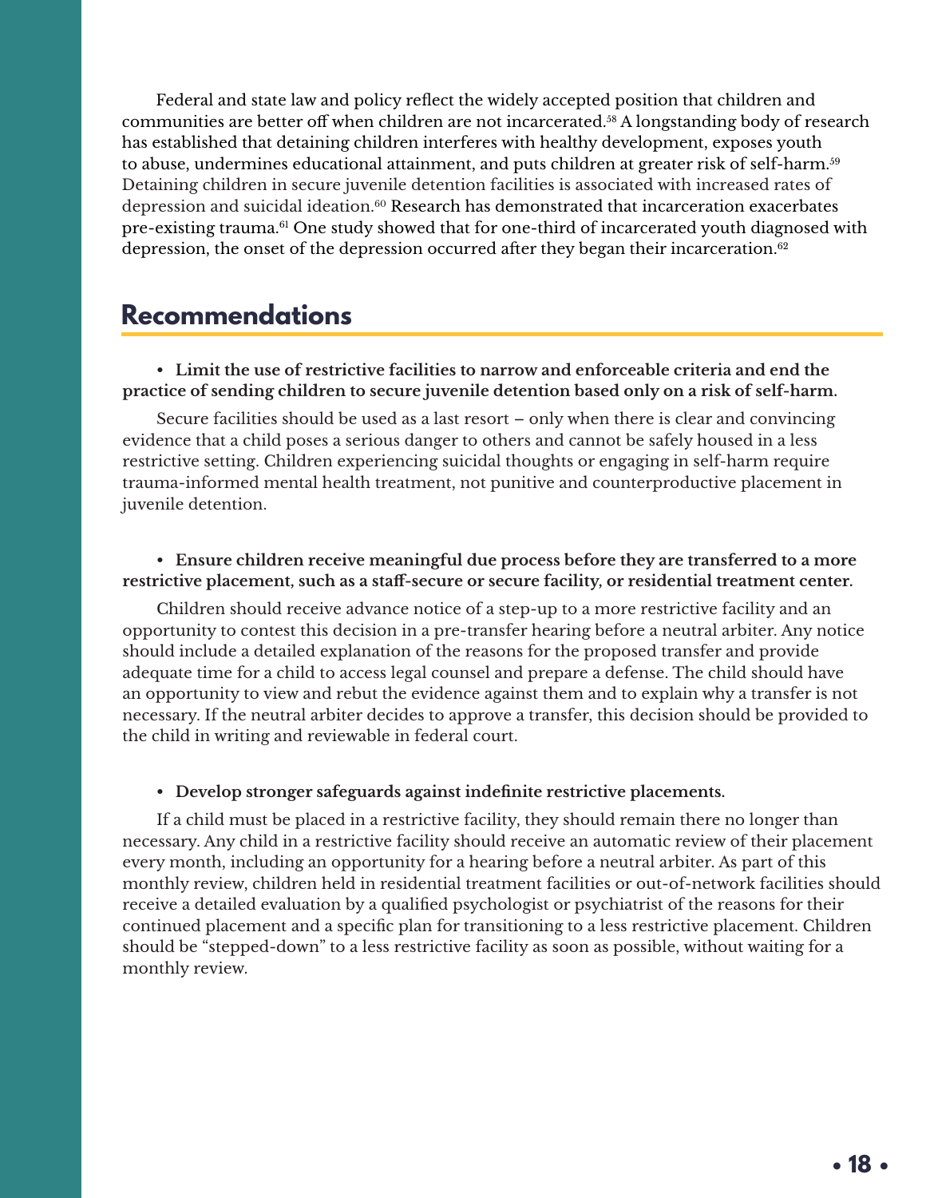Federal and state law and policy reflect the widely accepted position that children and communities are better off when children are not incarcerated.[58] A longstanding body of research has established that detaining children interferes with healthy development, exposes youth to abuse, undermines educational attainment, and puts children at greater risk of self-harm.[59] Detaining children in secure juvenile detention facilities is associated with increased rates of depression and suicidal ideation.[60] Research has demonstrated that incarceration exacerbates pre-existing trauma.[61] One study showed that for one-third of incarcerated youth diagnosed with depression, the onset of the depression occurred after they began their incarceration.[62]

## Recommendations

- **Limit the use of restrictive facilities to narrow and enforceable criteria and end the practice of sending children to secure juvenile detention based only on a risk of self-harm.**

Secure facilities should be used as a last resort – only when there is clear and convincing evidence that a child poses a serious danger to others and cannot be safely housed in a less restrictive setting. Children experiencing suicidal thoughts or engaging in self-harm require trauma-informed mental health treatment, not punitive and counterproductive placement in juvenile detention.

- **Ensure children receive meaningful due process before they are transferred to a more restrictive placement, such as a staff-secure or secure facility, or residential treatment center.**

Children should receive advance notice of a step-up to a more restrictive facility and an opportunity to contest this decision in a pre-transfer hearing before a neutral arbiter. Any notice should include a detailed explanation of the reasons for the proposed transfer and provide adequate time for a child to access legal counsel and prepare a defense. The child should have an opportunity to view and rebut the evidence against them and to explain why a transfer is not necessary. If the neutral arbiter decides to approve a transfer, this decision should be provided to the child in writing and reviewable in federal court.

- **Develop stronger safeguards against indefinite restrictive placements.**

If a child must be placed in a restrictive facility, they should remain there no longer than necessary. Any child in a restrictive facility should receive an automatic review of their placement every month, including an opportunity for a hearing before a neutral arbiter. As part of this monthly review, children held in residential treatment facilities or out-of-network facilities should receive a detailed evaluation by a qualified psychologist or psychiatrist of the reasons for their continued placement and a specific plan for transitioning to a less restrictive placement. Children should be "stepped-down" to a less restrictive facility as soon as possible, without waiting for a monthly review.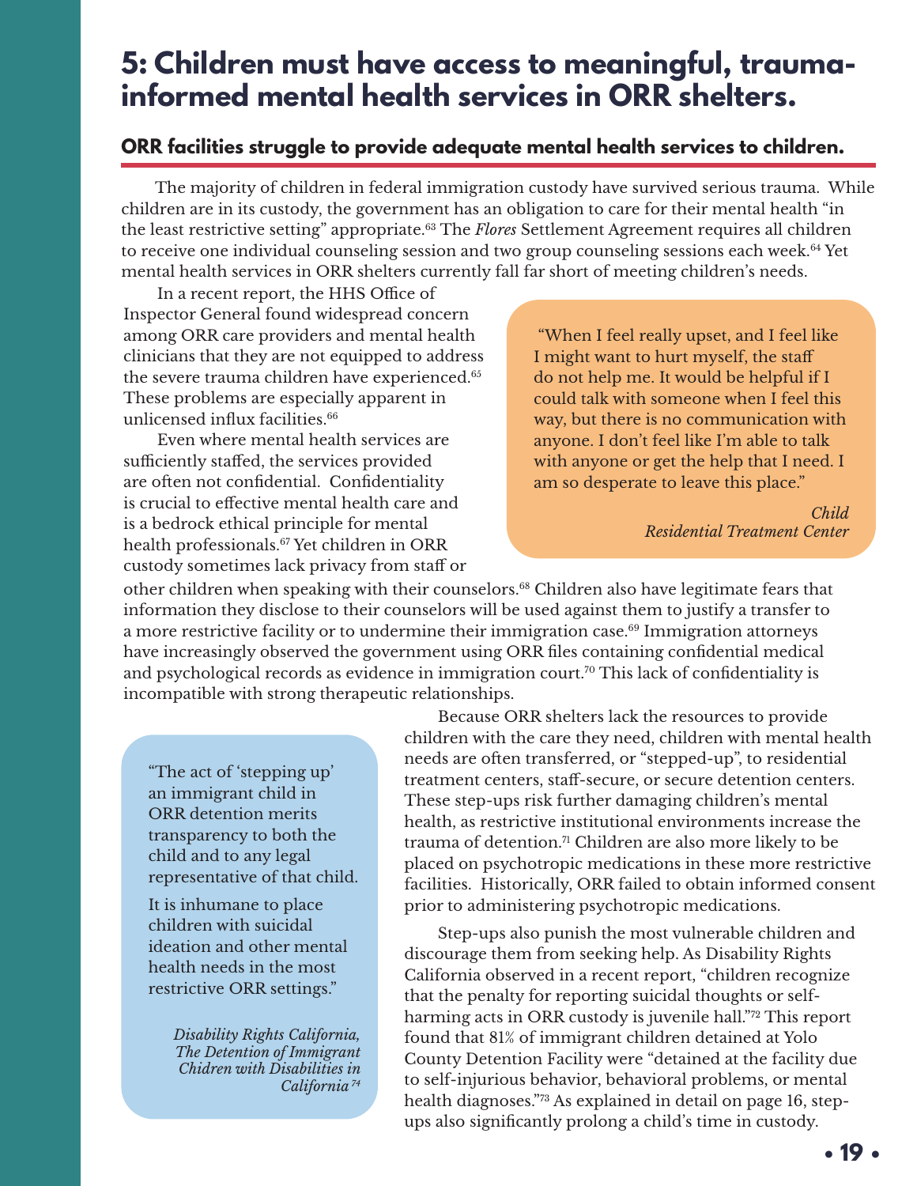# 5: Children must have access to meaningful, trauma-informed mental health services in ORR shelters.

## ORR facilities struggle to provide adequate mental health services to children.

The majority of children in federal immigration custody have survived serious trauma. While children are in its custody, the government has an obligation to care for their mental health "in the least restrictive setting" appropriate.[63] The *Flores* Settlement Agreement requires all children to receive one individual counseling session and two group counseling sessions each week.[64] Yet mental health services in ORR shelters currently fall far short of meeting children's needs.

In a recent report, the HHS Office of Inspector General found widespread concern among ORR care providers and mental health clinicians that they are not equipped to address the severe trauma children have experienced.[65] These problems are especially apparent in unlicensed influx facilities.[66]

> "When I feel really upset, and I feel like I might want to hurt myself, the staff do not help me. It would be helpful if I could talk with someone when I feel this way, but there is no communication with anyone. I don't feel like I'm able to talk with anyone or get the help that I need. I am so desperate to leave this place."
>
> *Child*
> *Residential Treatment Center*

Even where mental health services are sufficiently staffed, the services provided are often not confidential. Confidentiality is crucial to effective mental health care and is a bedrock ethical principle for mental health professionals.[67] Yet children in ORR custody sometimes lack privacy from staff or other children when speaking with their counselors.[68] Children also have legitimate fears that information they disclose to their counselors will be used against them to justify a transfer to a more restrictive facility or to undermine their immigration case.[69] Immigration attorneys have increasingly observed the government using ORR files containing confidential medical and psychological records as evidence in immigration court.[70] This lack of confidentiality is incompatible with strong therapeutic relationships.

Because ORR shelters lack the resources to provide children with the care they need, children with mental health needs are often transferred, or "stepped-up", to residential treatment centers, staff-secure, or secure detention centers. These step-ups risk further damaging children's mental health, as restrictive institutional environments increase the trauma of detention.[71] Children are also more likely to be placed on psychotropic medications in these more restrictive facilities. Historically, ORR failed to obtain informed consent prior to administering psychotropic medications.

Step-ups also punish the most vulnerable children and discourage them from seeking help. As Disability Rights California observed in a recent report, "children recognize that the penalty for reporting suicidal thoughts or self-harming acts in ORR custody is juvenile hall."[72] This report found that 81% of immigrant children detained at Yolo County Detention Facility were "detained at the facility due to self-injurious behavior, behavioral problems, or mental health diagnoses."[73] As explained in detail on page 16, step-ups also significantly prolong a child's time in custody.

> "The act of 'stepping up' an immigrant child in ORR detention merits transparency to both the child and to any legal representative of that child.
>
> It is inhumane to place children with suicidal ideation and other mental health needs in the most restrictive ORR settings."
>
> *Disability Rights California, The Detention of Immigrant Chidren with Disabilities in California*[74]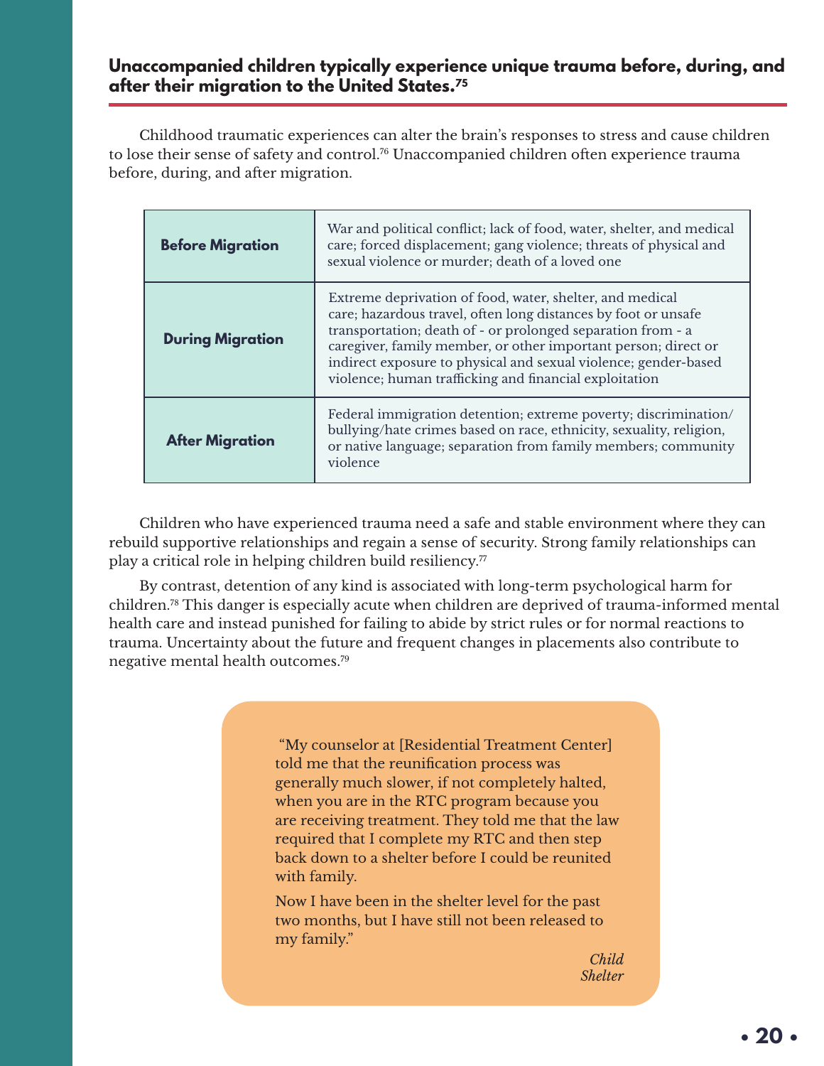## Unaccompanied children typically experience unique trauma before, during, and after their migration to the United States.[75]

Childhood traumatic experiences can alter the brain's responses to stress and cause children to lose their sense of safety and control.[76] Unaccompanied children often experience trauma before, during, and after migration.

| | |
|---|---|
| **Before Migration** | War and political conflict; lack of food, water, shelter, and medical care; forced displacement; gang violence; threats of physical and sexual violence or murder; death of a loved one |
| **During Migration** | Extreme deprivation of food, water, shelter, and medical care; hazardous travel, often long distances by foot or unsafe transportation; death of - or prolonged separation from - a caregiver, family member, or other important person; direct or indirect exposure to physical and sexual violence; gender-based violence; human trafficking and financial exploitation |
| **After Migration** | Federal immigration detention; extreme poverty; discrimination/bullying/hate crimes based on race, ethnicity, sexuality, religion, or native language; separation from family members; community violence |

Children who have experienced trauma need a safe and stable environment where they can rebuild supportive relationships and regain a sense of security. Strong family relationships can play a critical role in helping children build resiliency.[77]

By contrast, detention of any kind is associated with long-term psychological harm for children.[78] This danger is especially acute when children are deprived of trauma-informed mental health care and instead punished for failing to abide by strict rules or for normal reactions to trauma. Uncertainty about the future and frequent changes in placements also contribute to negative mental health outcomes.[79]

> "My counselor at [Residential Treatment Center] told me that the reunification process was generally much slower, if not completely halted, when you are in the RTC program because you are receiving treatment. They told me that the law required that I complete my RTC and then step back down to a shelter before I could be reunited with family.
>
> Now I have been in the shelter level for the past two months, but I have still not been released to my family."
>
> *Child*
> *Shelter*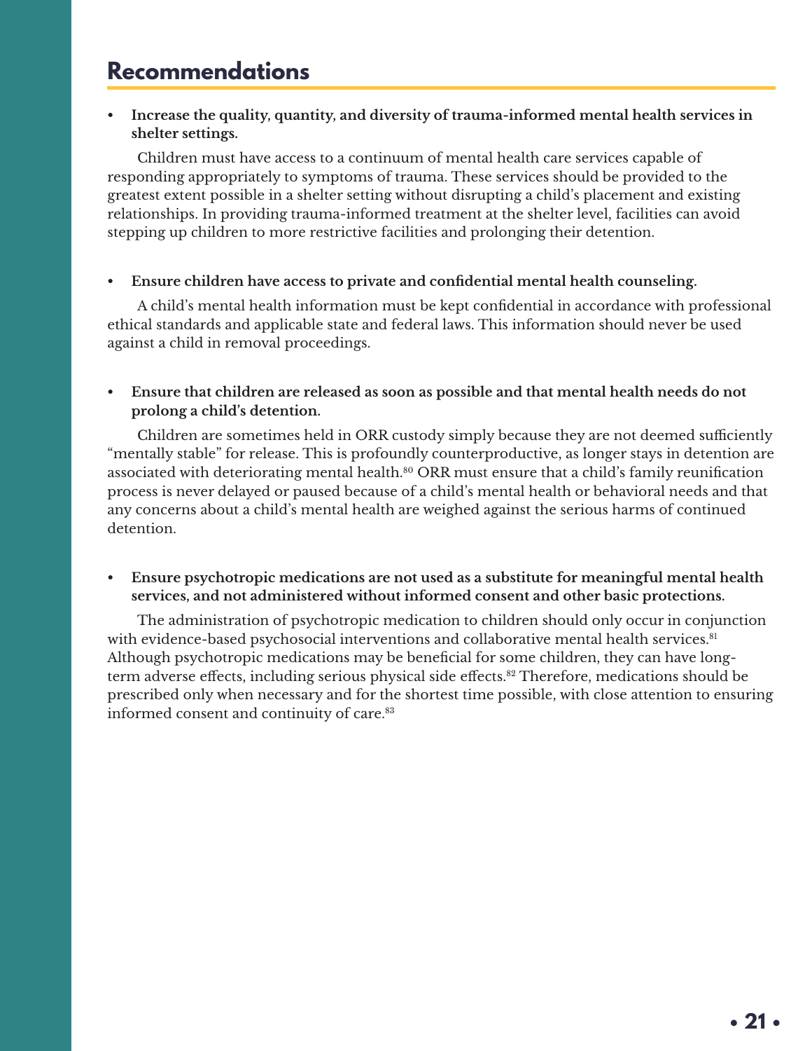## Recommendations

- **Increase the quality, quantity, and diversity of trauma-informed mental health services in shelter settings.**

Children must have access to a continuum of mental health care services capable of responding appropriately to symptoms of trauma. These services should be provided to the greatest extent possible in a shelter setting without disrupting a child's placement and existing relationships. In providing trauma-informed treatment at the shelter level, facilities can avoid stepping up children to more restrictive facilities and prolonging their detention.

- **Ensure children have access to private and confidential mental health counseling.**

A child's mental health information must be kept confidential in accordance with professional ethical standards and applicable state and federal laws. This information should never be used against a child in removal proceedings.

- **Ensure that children are released as soon as possible and that mental health needs do not prolong a child's detention.**

Children are sometimes held in ORR custody simply because they are not deemed sufficiently "mentally stable" for release. This is profoundly counterproductive, as longer stays in detention are associated with deteriorating mental health.[80] ORR must ensure that a child's family reunification process is never delayed or paused because of a child's mental health or behavioral needs and that any concerns about a child's mental health are weighed against the serious harms of continued detention.

- **Ensure psychotropic medications are not used as a substitute for meaningful mental health services, and not administered without informed consent and other basic protections.**

The administration of psychotropic medication to children should only occur in conjunction with evidence-based psychosocial interventions and collaborative mental health services.[81] Although psychotropic medications may be beneficial for some children, they can have long-term adverse effects, including serious physical side effects.[82] Therefore, medications should be prescribed only when necessary and for the shortest time possible, with close attention to ensuring informed consent and continuity of care.[83]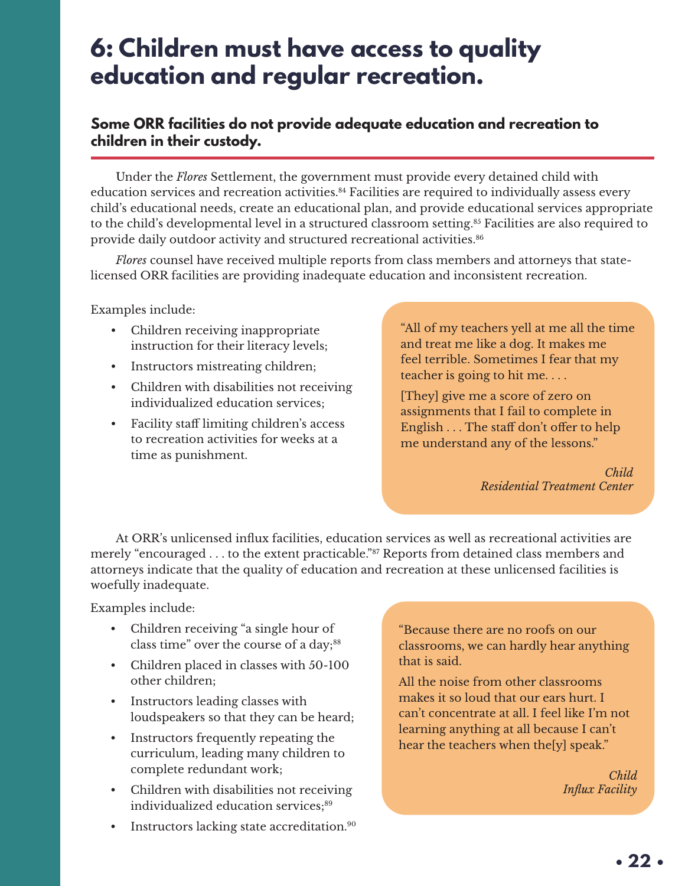# 6: Children must have access to quality education and regular recreation.

### Some ORR facilities do not provide adequate education and recreation to children in their custody.

Under the *Flores* Settlement, the government must provide every detained child with education services and recreation activities.[84] Facilities are required to individually assess every child's educational needs, create an educational plan, and provide educational services appropriate to the child's developmental level in a structured classroom setting.[85] Facilities are also required to provide daily outdoor activity and structured recreational activities.[86]

*Flores* counsel have received multiple reports from class members and attorneys that state-licensed ORR facilities are providing inadequate education and inconsistent recreation.

Examples include:

- Children receiving inappropriate instruction for their literacy levels;
- Instructors mistreating children;
- Children with disabilities not receiving individualized education services;
- Facility staff limiting children's access to recreation activities for weeks at a time as punishment.

> "All of my teachers yell at me all the time and treat me like a dog. It makes me feel terrible. Sometimes I fear that my teacher is going to hit me. . . .
>
> [They] give me a score of zero on assignments that I fail to complete in English . . . The staff don't offer to help me understand any of the lessons."
>
> *Child*
> *Residential Treatment Center*

At ORR's unlicensed influx facilities, education services as well as recreational activities are merely "encouraged . . . to the extent practicable."[87] Reports from detained class members and attorneys indicate that the quality of education and recreation at these unlicensed facilities is woefully inadequate.

Examples include:

- Children receiving "a single hour of class time" over the course of a day;[88]
- Children placed in classes with 50-100 other children;
- Instructors leading classes with loudspeakers so that they can be heard;
- Instructors frequently repeating the curriculum, leading many children to complete redundant work;
- Children with disabilities not receiving individualized education services;[89]
- Instructors lacking state accreditation.[90]

> "Because there are no roofs on our classrooms, we can hardly hear anything that is said.
>
> All the noise from other classrooms makes it so loud that our ears hurt. I can't concentrate at all. I feel like I'm not learning anything at all because I can't hear the teachers when the[y] speak."
>
> *Child*
> *Influx Facility*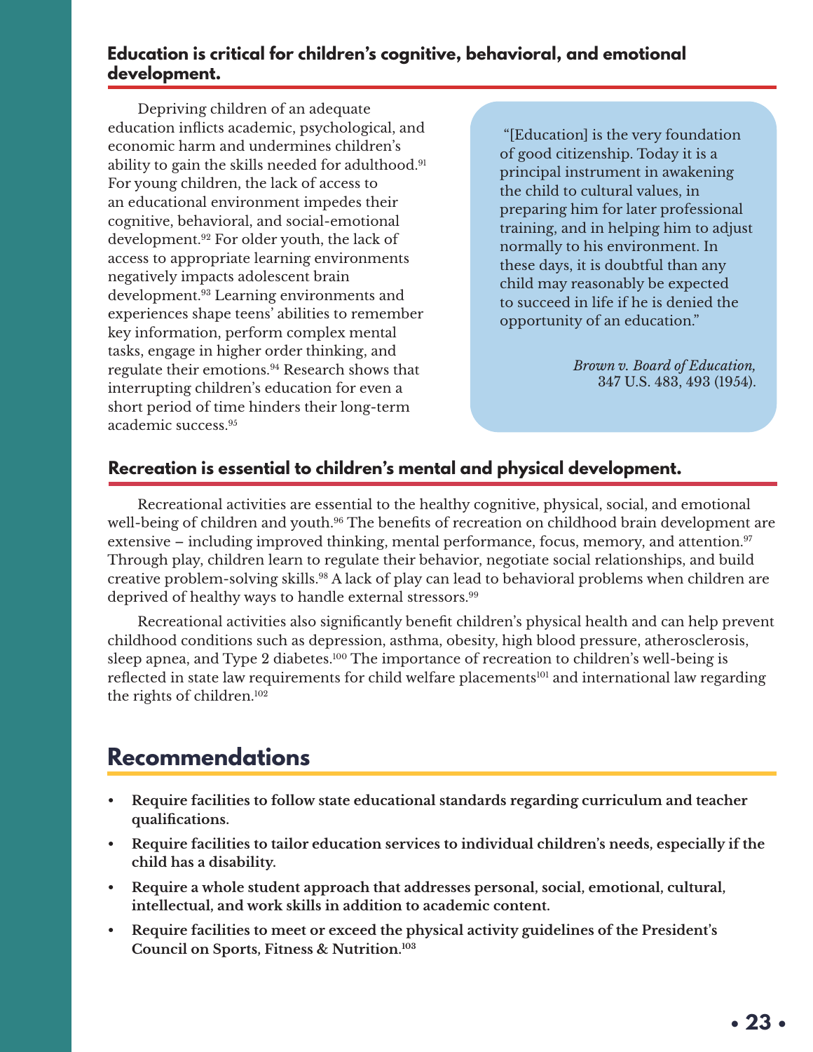### Education is critical for children's cognitive, behavioral, and emotional development.

Depriving children of an adequate education inflicts academic, psychological, and economic harm and undermines children's ability to gain the skills needed for adulthood.[91] For young children, the lack of access to an educational environment impedes their cognitive, behavioral, and social-emotional development.[92] For older youth, the lack of access to appropriate learning environments negatively impacts adolescent brain development.[93] Learning environments and experiences shape teens' abilities to remember key information, perform complex mental tasks, engage in higher order thinking, and regulate their emotions.[94] Research shows that interrupting children's education for even a short period of time hinders their long-term academic success.[95]

> "[Education] is the very foundation of good citizenship. Today it is a principal instrument in awakening the child to cultural values, in preparing him for later professional training, and in helping him to adjust normally to his environment. In these days, it is doubtful than any child may reasonably be expected to succeed in life if he is denied the opportunity of an education."
>
> *Brown v. Board of Education,* 347 U.S. 483, 493 (1954).

### Recreation is essential to children's mental and physical development.

Recreational activities are essential to the healthy cognitive, physical, social, and emotional well-being of children and youth.[96] The benefits of recreation on childhood brain development are extensive – including improved thinking, mental performance, focus, memory, and attention.[97] Through play, children learn to regulate their behavior, negotiate social relationships, and build creative problem-solving skills.[98] A lack of play can lead to behavioral problems when children are deprived of healthy ways to handle external stressors.[99]

Recreational activities also significantly benefit children's physical health and can help prevent childhood conditions such as depression, asthma, obesity, high blood pressure, atherosclerosis, sleep apnea, and Type 2 diabetes.[100] The importance of recreation to children's well-being is reflected in state law requirements for child welfare placements[101] and international law regarding the rights of children.[102]

## Recommendations

- **Require facilities to follow state educational standards regarding curriculum and teacher qualifications.**
- **Require facilities to tailor education services to individual children's needs, especially if the child has a disability.**
- **Require a whole student approach that addresses personal, social, emotional, cultural, intellectual, and work skills in addition to academic content.**
- **Require facilities to meet or exceed the physical activity guidelines of the President's Council on Sports, Fitness & Nutrition.[103]**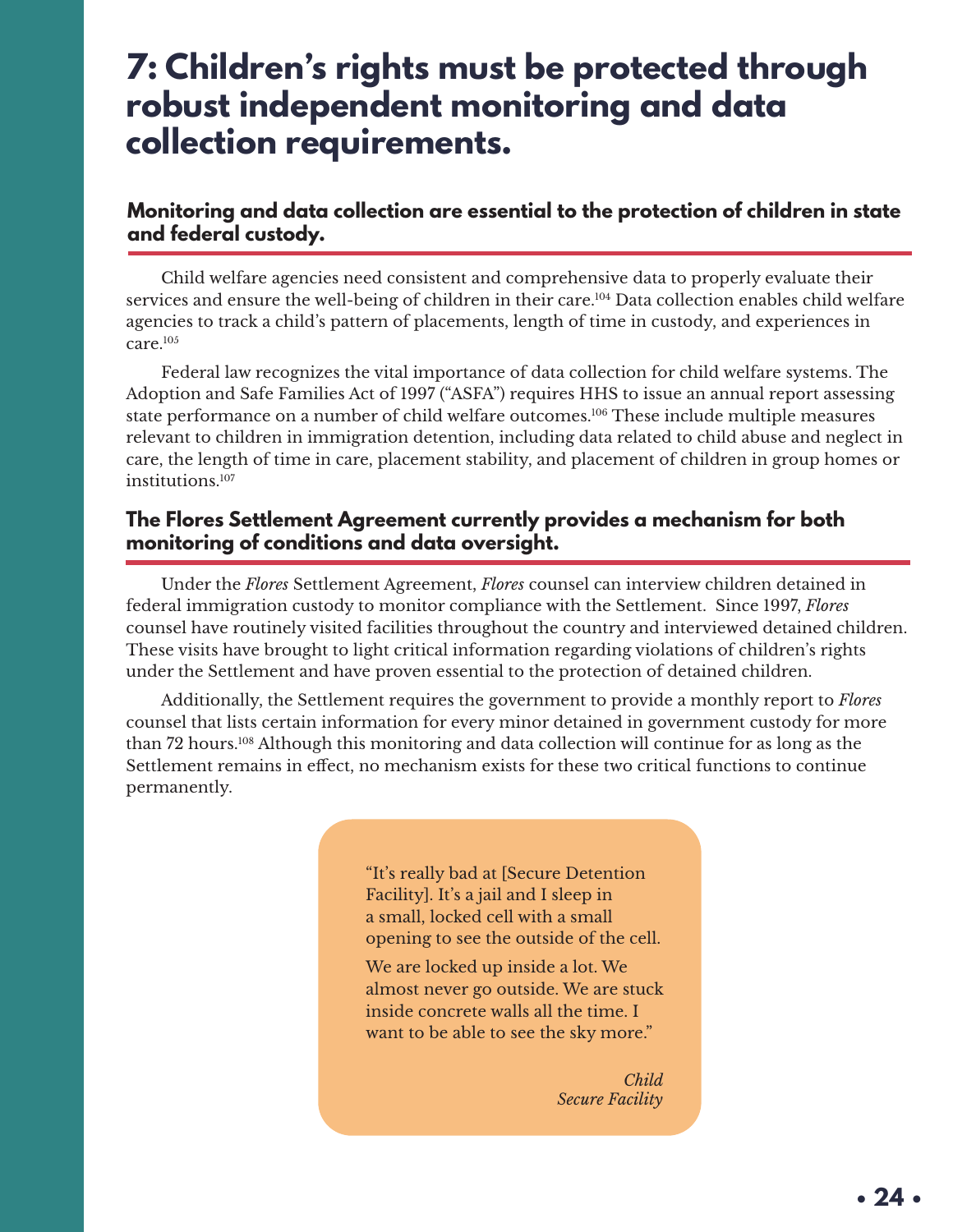# 7: Children's rights must be protected through robust independent monitoring and data collection requirements.

## Monitoring and data collection are essential to the protection of children in state and federal custody.

Child welfare agencies need consistent and comprehensive data to properly evaluate their services and ensure the well-being of children in their care.[104] Data collection enables child welfare agencies to track a child's pattern of placements, length of time in custody, and experiences in care.[105]

Federal law recognizes the vital importance of data collection for child welfare systems. The Adoption and Safe Families Act of 1997 ("ASFA") requires HHS to issue an annual report assessing state performance on a number of child welfare outcomes.[106] These include multiple measures relevant to children in immigration detention, including data related to child abuse and neglect in care, the length of time in care, placement stability, and placement of children in group homes or institutions.[107]

## The Flores Settlement Agreement currently provides a mechanism for both monitoring of conditions and data oversight.

Under the *Flores* Settlement Agreement, *Flores* counsel can interview children detained in federal immigration custody to monitor compliance with the Settlement. Since 1997, *Flores* counsel have routinely visited facilities throughout the country and interviewed detained children. These visits have brought to light critical information regarding violations of children's rights under the Settlement and have proven essential to the protection of detained children.

Additionally, the Settlement requires the government to provide a monthly report to *Flores* counsel that lists certain information for every minor detained in government custody for more than 72 hours.[108] Although this monitoring and data collection will continue for as long as the Settlement remains in effect, no mechanism exists for these two critical functions to continue permanently.

> "It's really bad at [Secure Detention Facility]. It's a jail and I sleep in a small, locked cell with a small opening to see the outside of the cell.
>
> We are locked up inside a lot. We almost never go outside. We are stuck inside concrete walls all the time. I want to be able to see the sky more."
>
> *Child*
> *Secure Facility*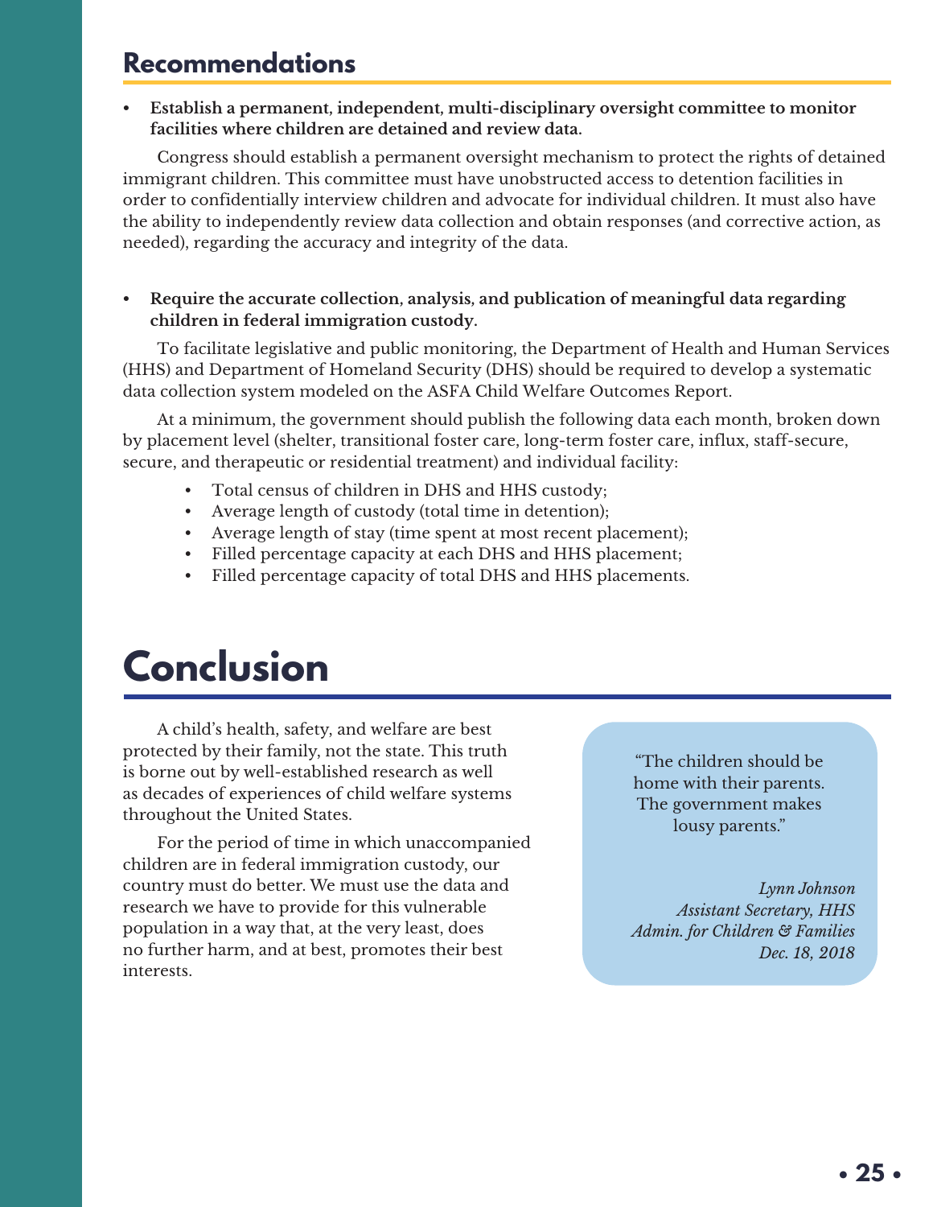## Recommendations

- **Establish a permanent, independent, multi-disciplinary oversight committee to monitor facilities where children are detained and review data.**

Congress should establish a permanent oversight mechanism to protect the rights of detained immigrant children. This committee must have unobstructed access to detention facilities in order to confidentially interview children and advocate for individual children. It must also have the ability to independently review data collection and obtain responses (and corrective action, as needed), regarding the accuracy and integrity of the data.

- **Require the accurate collection, analysis, and publication of meaningful data regarding children in federal immigration custody.**

To facilitate legislative and public monitoring, the Department of Health and Human Services (HHS) and Department of Homeland Security (DHS) should be required to develop a systematic data collection system modeled on the ASFA Child Welfare Outcomes Report.

At a minimum, the government should publish the following data each month, broken down by placement level (shelter, transitional foster care, long-term foster care, influx, staff-secure, secure, and therapeutic or residential treatment) and individual facility:

- Total census of children in DHS and HHS custody;
- Average length of custody (total time in detention);
- Average length of stay (time spent at most recent placement);
- Filled percentage capacity at each DHS and HHS placement;
- Filled percentage capacity of total DHS and HHS placements.

# Conclusion

A child's health, safety, and welfare are best protected by their family, not the state. This truth is borne out by well-established research as well as decades of experiences of child welfare systems throughout the United States.

For the period of time in which unaccompanied children are in federal immigration custody, our country must do better. We must use the data and research we have to provide for this vulnerable population in a way that, at the very least, does no further harm, and at best, promotes their best interests.

> "The children should be home with their parents. The government makes lousy parents."
>
> *Lynn Johnson*
> *Assistant Secretary, HHS*
> *Admin. for Children & Families*
> *Dec. 18, 2018*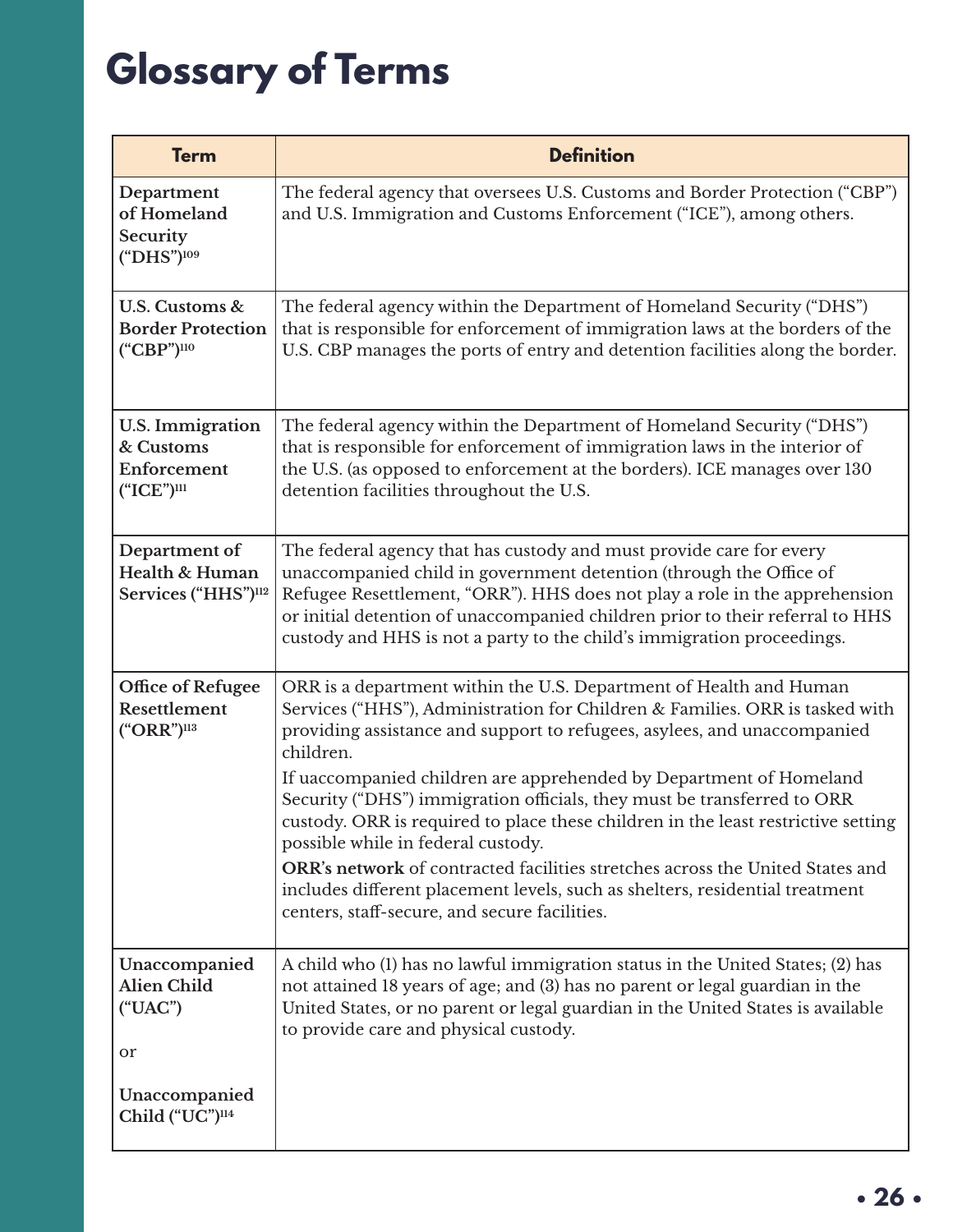# Glossary of Terms

| Term | Definition |
|---|---|
| **Department of Homeland Security ("DHS")**[109] | The federal agency that oversees U.S. Customs and Border Protection ("CBP") and U.S. Immigration and Customs Enforcement ("ICE"), among others. |
| **U.S. Customs & Border Protection ("CBP")**[110] | The federal agency within the Department of Homeland Security ("DHS") that is responsible for enforcement of immigration laws at the borders of the U.S. CBP manages the ports of entry and detention facilities along the border. |
| **U.S. Immigration & Customs Enforcement ("ICE")**[111] | The federal agency within the Department of Homeland Security ("DHS") that is responsible for enforcement of immigration laws in the interior of the U.S. (as opposed to enforcement at the borders). ICE manages over 130 detention facilities throughout the U.S. |
| **Department of Health & Human Services ("HHS")**[112] | The federal agency that has custody and must provide care for every unaccompanied child in government detention (through the Office of Refugee Resettlement, "ORR"). HHS does not play a role in the apprehension or initial detention of unaccompanied children prior to their referral to HHS custody and HHS is not a party to the child's immigration proceedings. |
| **Office of Refugee Resettlement ("ORR")**[113] | ORR is a department within the U.S. Department of Health and Human Services ("HHS"), Administration for Children & Families. ORR is tasked with providing assistance and support to refugees, asylees, and unaccompanied children. If uaccompanied children are apprehended by Department of Homeland Security ("DHS") immigration officials, they must be transferred to ORR custody. ORR is required to place these children in the least restrictive setting possible while in federal custody. **ORR's network** of contracted facilities stretches across the United States and includes different placement levels, such as shelters, residential treatment centers, staff-secure, and secure facilities. |
| **Unaccompanied Alien Child ("UAC")** or **Unaccompanied Child ("UC")**[114] | A child who (1) has no lawful immigration status in the United States; (2) has not attained 18 years of age; and (3) has no parent or legal guardian in the United States, or no parent or legal guardian in the United States is available to provide care and physical custody. |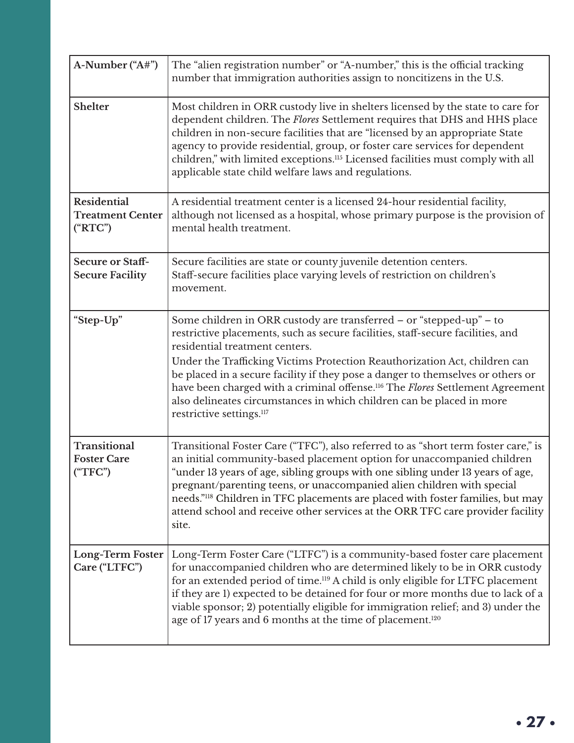| | |
|---|---|
| **A-Number ("A#")** | The "alien registration number" or "A-number," this is the official tracking number that immigration authorities assign to noncitizens in the U.S. |
| **Shelter** | Most children in ORR custody live in shelters licensed by the state to care for dependent children. The *Flores* Settlement requires that DHS and HHS place children in non-secure facilities that are "licensed by an appropriate State agency to provide residential, group, or foster care services for dependent children," with limited exceptions.[115] Licensed facilities must comply with all applicable state child welfare laws and regulations. |
| **Residential Treatment Center ("RTC")** | A residential treatment center is a licensed 24-hour residential facility, although not licensed as a hospital, whose primary purpose is the provision of mental health treatment. |
| **Secure or Staff-Secure Facility** | Secure facilities are state or county juvenile detention centers. Staff-secure facilities place varying levels of restriction on children's movement. |
| **"Step-Up"** | Some children in ORR custody are transferred – or "stepped-up" – to restrictive placements, such as secure facilities, staff-secure facilities, and residential treatment centers. Under the Trafficking Victims Protection Reauthorization Act, children can be placed in a secure facility if they pose a danger to themselves or others or have been charged with a criminal offense.[116] The *Flores* Settlement Agreement also delineates circumstances in which children can be placed in more restrictive settings.[117] |
| **Transitional Foster Care ("TFC")** | Transitional Foster Care ("TFC"), also referred to as "short term foster care," is an initial community-based placement option for unaccompanied children "under 13 years of age, sibling groups with one sibling under 13 years of age, pregnant/parenting teens, or unaccompanied alien children with special needs."[118] Children in TFC placements are placed with foster families, but may attend school and receive other services at the ORR TFC care provider facility site. |
| **Long-Term Foster Care ("LTFC")** | Long-Term Foster Care ("LTFC") is a community-based foster care placement for unaccompanied children who are determined likely to be in ORR custody for an extended period of time.[119] A child is only eligible for LTFC placement if they are 1) expected to be detained for four or more months due to lack of a viable sponsor; 2) potentially eligible for immigration relief; and 3) under the age of 17 years and 6 months at the time of placement.[120] |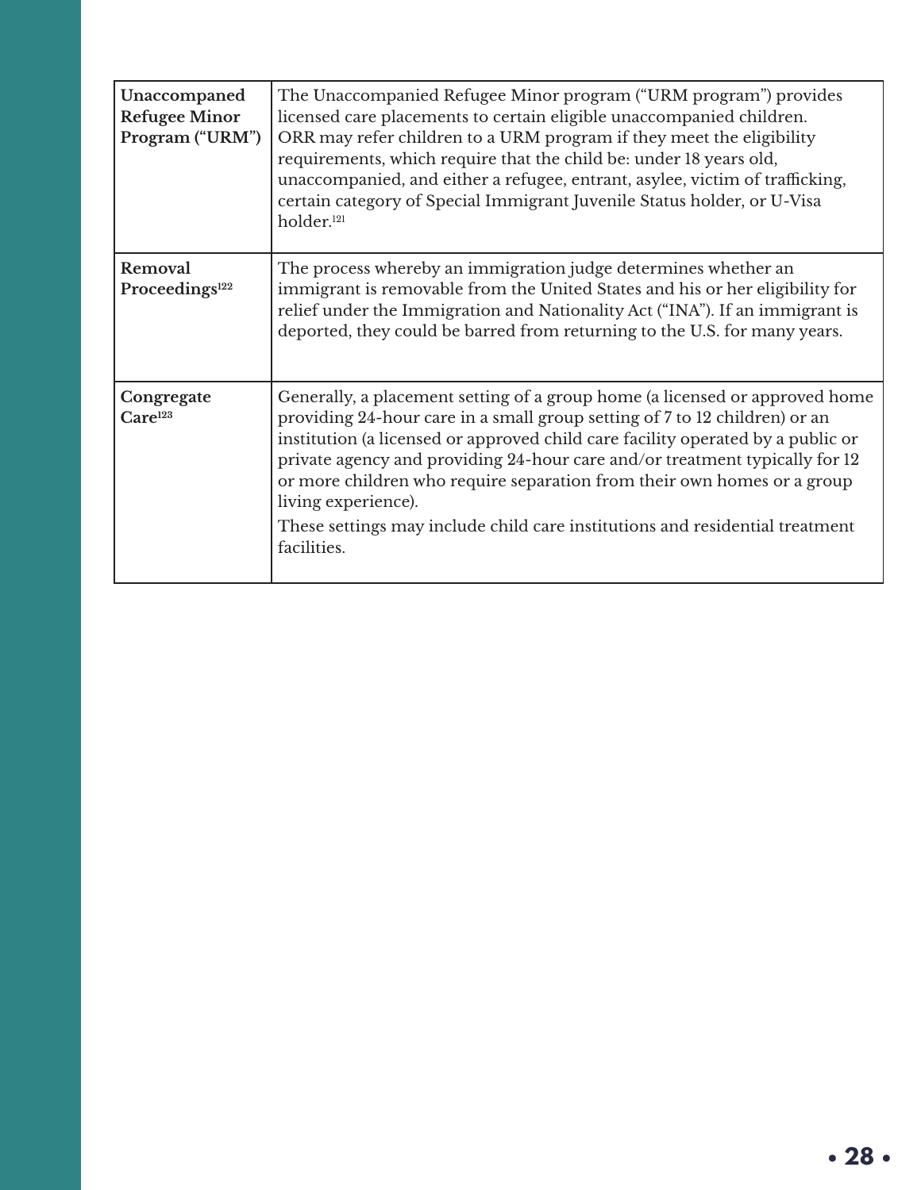| | |
|---|---|
| **Unaccompanied Refugee Minor Program ("URM")** | The Unaccompanied Refugee Minor program ("URM program") provides licensed care placements to certain eligible unaccompanied children. ORR may refer children to a URM program if they meet the eligibility requirements, which require that the child be: under 18 years old, unaccompanied, and either a refugee, entrant, asylee, victim of trafficking, certain category of Special Immigrant Juvenile Status holder, or U-Visa holder.[121] |
| **Removal Proceedings**[122] | The process whereby an immigration judge determines whether an immigrant is removable from the United States and his or her eligibility for relief under the Immigration and Nationality Act ("INA"). If an immigrant is deported, they could be barred from returning to the U.S. for many years. |
| **Congregate Care**[123] | Generally, a placement setting of a group home (a licensed or approved home providing 24-hour care in a small group setting of 7 to 12 children) or an institution (a licensed or approved child care facility operated by a public or private agency and providing 24-hour care and/or treatment typically for 12 or more children who require separation from their own homes or a group living experience).<br>These settings may include child care institutions and residential treatment facilities. |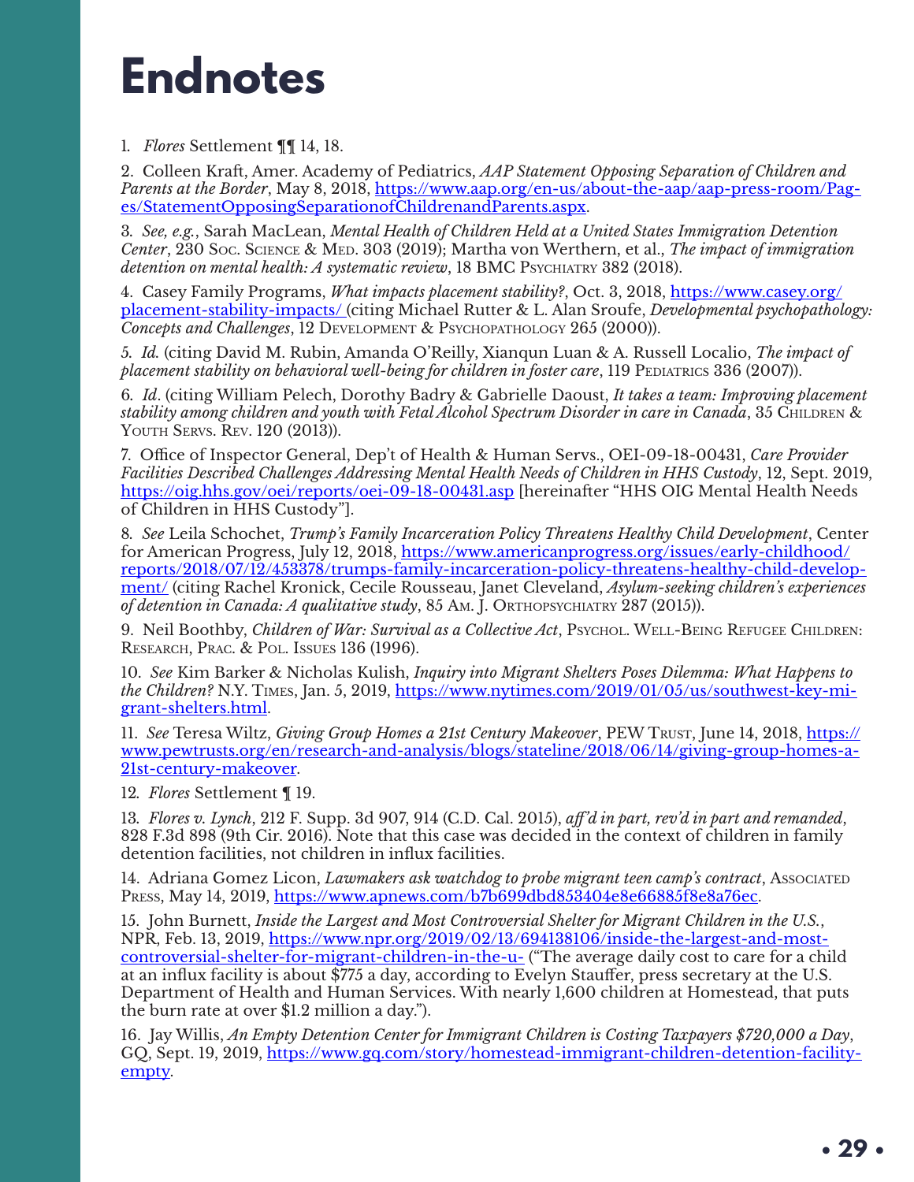# Endnotes

1. *Flores* Settlement ¶¶ 14, 18.

2. Colleen Kraft, Amer. Academy of Pediatrics, *AAP Statement Opposing Separation of Children and Parents at the Border*, May 8, 2018, https://www.aap.org/en-us/about-the-aap/aap-press-room/Pages/StatementOpposingSeparationofChildrenandParents.aspx.

3. *See, e.g.*, Sarah MacLean, *Mental Health of Children Held at a United States Immigration Detention Center*, 230 Soc. Science & Med. 303 (2019); Martha von Werthern, et al., *The impact of immigration detention on mental health: A systematic review*, 18 BMC Psychiatry 382 (2018).

4. Casey Family Programs, *What impacts placement stability?*, Oct. 3, 2018, https://www.casey.org/placement-stability-impacts/ (citing Michael Rutter & L. Alan Sroufe, *Developmental psychopathology: Concepts and Challenges*, 12 Development & Psychopathology 265 (2000)).

5. *Id.* (citing David M. Rubin, Amanda O'Reilly, Xianqun Luan & A. Russell Localio, *The impact of placement stability on behavioral well-being for children in foster care*, 119 Pediatrics 336 (2007)).

6. *Id*. (citing William Pelech, Dorothy Badry & Gabrielle Daoust, *It takes a team: Improving placement stability among children and youth with Fetal Alcohol Spectrum Disorder in care in Canada*, 35 Children & Youth Servs. Rev. 120 (2013)).

7. Office of Inspector General, Dep't of Health & Human Servs., OEI-09-18-00431, *Care Provider Facilities Described Challenges Addressing Mental Health Needs of Children in HHS Custody*, 12, Sept. 2019, https://oig.hhs.gov/oei/reports/oei-09-18-00431.asp [hereinafter "HHS OIG Mental Health Needs of Children in HHS Custody"].

8. *See* Leila Schochet, *Trump's Family Incarceration Policy Threatens Healthy Child Development*, Center for American Progress, July 12, 2018, https://www.americanprogress.org/issues/early-childhood/reports/2018/07/12/453378/trumps-family-incarceration-policy-threatens-healthy-child-development/ (citing Rachel Kronick, Cecile Rousseau, Janet Cleveland, *Asylum-seeking children's experiences of detention in Canada: A qualitative study*, 85 Am. J. Orthopsychiatry 287 (2015)).

9. Neil Boothby, *Children of War: Survival as a Collective Act*, Psychol. Well-Being Refugee Children: Research, Prac. & Pol. Issues 136 (1996).

10. *See* Kim Barker & Nicholas Kulish, *Inquiry into Migrant Shelters Poses Dilemma: What Happens to the Children?* N.Y. Times, Jan. 5, 2019, https://www.nytimes.com/2019/01/05/us/southwest-key-migrant-shelters.html.

11. *See* Teresa Wiltz, *Giving Group Homes a 21st Century Makeover*, PEW Trust, June 14, 2018, https://www.pewtrusts.org/en/research-and-analysis/blogs/stateline/2018/06/14/giving-group-homes-a-21st-century-makeover.

12. *Flores* Settlement ¶ 19.

13. *Flores v. Lynch*, 212 F. Supp. 3d 907, 914 (C.D. Cal. 2015), *aff'd in part, rev'd in part and remanded*, 828 F.3d 898 (9th Cir. 2016). Note that this case was decided in the context of children in family detention facilities, not children in influx facilities.

14. Adriana Gomez Licon, *Lawmakers ask watchdog to probe migrant teen camp's contract*, Associated Press, May 14, 2019, https://www.apnews.com/b7b699dbd853404e8e66885f8e8a76ec.

15. John Burnett, *Inside the Largest and Most Controversial Shelter for Migrant Children in the U.S.*, NPR, Feb. 13, 2019, https://www.npr.org/2019/02/13/694138106/inside-the-largest-and-most-controversial-shelter-for-migrant-children-in-the-u- ("The average daily cost to care for a child at an influx facility is about $775 a day, according to Evelyn Stauffer, press secretary at the U.S. Department of Health and Human Services. With nearly 1,600 children at Homestead, that puts the burn rate at over $1.2 million a day.").

16. Jay Willis, *An Empty Detention Center for Immigrant Children is Costing Taxpayers $720,000 a Day*, GQ, Sept. 19, 2019, https://www.gq.com/story/homestead-immigrant-children-detention-facility-empty.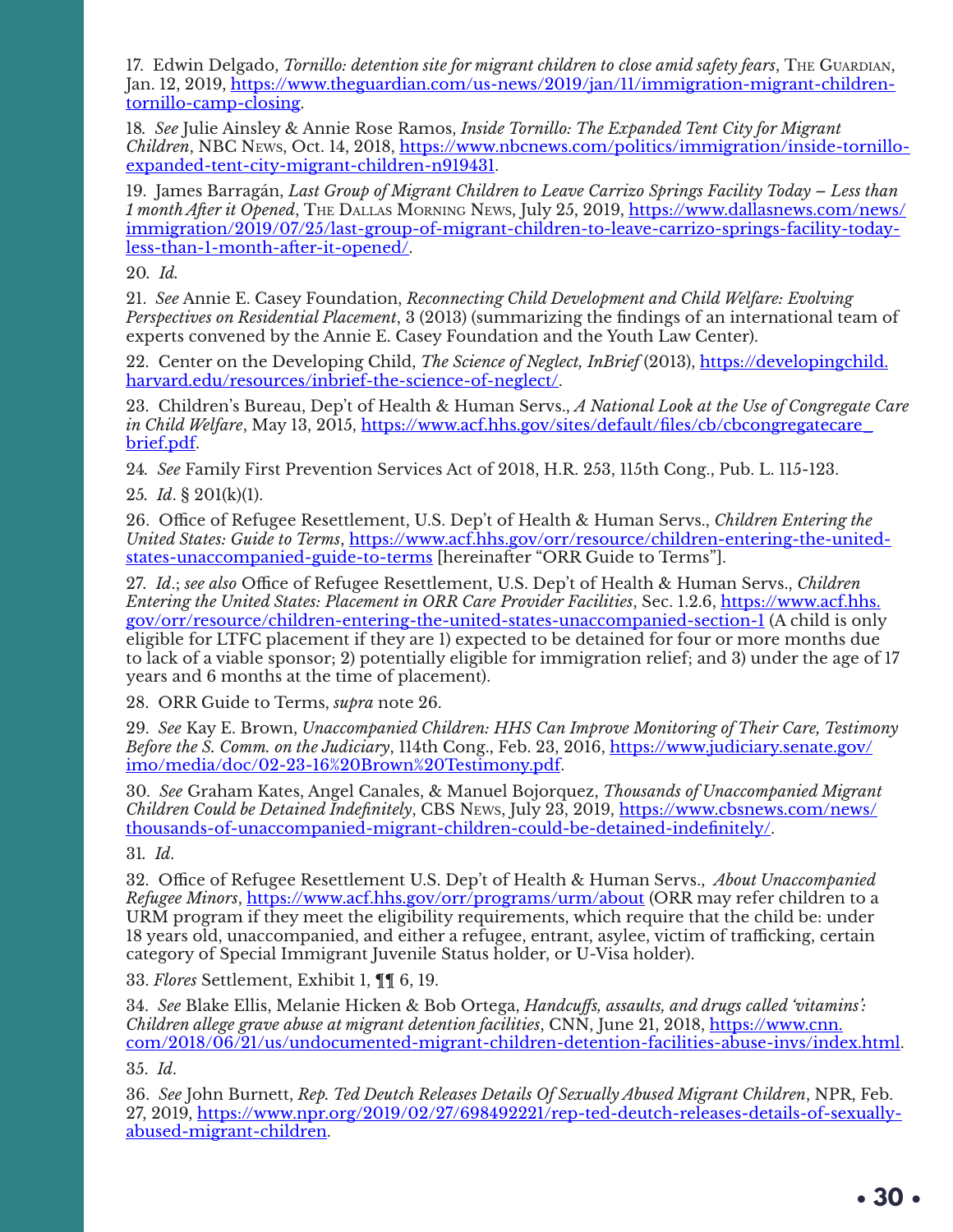17. Edwin Delgado, *Tornillo: detention site for migrant children to close amid safety fears*, The Guardian, Jan. 12, 2019, https://www.theguardian.com/us-news/2019/jan/11/immigration-migrant-children-tornillo-camp-closing.

18. *See* Julie Ainsley & Annie Rose Ramos, *Inside Tornillo: The Expanded Tent City for Migrant Children*, NBC News, Oct. 14, 2018, https://www.nbcnews.com/politics/immigration/inside-tornillo-expanded-tent-city-migrant-children-n919431.

19. James Barragán, *Last Group of Migrant Children to Leave Carrizo Springs Facility Today – Less than 1 month After it Opened*, The Dallas Morning News, July 25, 2019, https://www.dallasnews.com/news/immigration/2019/07/25/last-group-of-migrant-children-to-leave-carrizo-springs-facility-today-less-than-1-month-after-it-opened/.

20. *Id.*

21. *See* Annie E. Casey Foundation, *Reconnecting Child Development and Child Welfare: Evolving Perspectives on Residential Placement*, 3 (2013) (summarizing the findings of an international team of experts convened by the Annie E. Casey Foundation and the Youth Law Center).

22. Center on the Developing Child, *The Science of Neglect, InBrief* (2013), https://developingchild.harvard.edu/resources/inbrief-the-science-of-neglect/.

23. Children's Bureau, Dep't of Health & Human Servs., *A National Look at the Use of Congregate Care in Child Welfare*, May 13, 2015, https://www.acf.hhs.gov/sites/default/files/cb/cbcongregatecare_brief.pdf.

24. *See* Family First Prevention Services Act of 2018, H.R. 253, 115th Cong., Pub. L. 115-123.

25. *Id*. § 201(k)(1).

26. Office of Refugee Resettlement, U.S. Dep't of Health & Human Servs., *Children Entering the United States: Guide to Terms*, https://www.acf.hhs.gov/orr/resource/children-entering-the-united-states-unaccompanied-guide-to-terms [hereinafter "ORR Guide to Terms"].

27. *Id.*; *see also* Office of Refugee Resettlement, U.S. Dep't of Health & Human Servs., *Children Entering the United States: Placement in ORR Care Provider Facilities*, Sec. 1.2.6, https://www.acf.hhs.gov/orr/resource/children-entering-the-united-states-unaccompanied-section-1 (A child is only eligible for LTFC placement if they are 1) expected to be detained for four or more months due to lack of a viable sponsor; 2) potentially eligible for immigration relief; and 3) under the age of 17 years and 6 months at the time of placement).

28. ORR Guide to Terms, *supra* note 26.

29. *See* Kay E. Brown, *Unaccompanied Children: HHS Can Improve Monitoring of Their Care, Testimony Before the S. Comm. on the Judiciary*, 114th Cong., Feb. 23, 2016, https://www.judiciary.senate.gov/imo/media/doc/02-23-16%20Brown%20Testimony.pdf.

30. *See* Graham Kates, Angel Canales, & Manuel Bojorquez, *Thousands of Unaccompanied Migrant Children Could be Detained Indefinitely*, CBS News, July 23, 2019, https://www.cbsnews.com/news/thousands-of-unaccompanied-migrant-children-could-be-detained-indefinitely/.

31. *Id*.

32. Office of Refugee Resettlement U.S. Dep't of Health & Human Servs., *About Unaccompanied Refugee Minors*, https://www.acf.hhs.gov/orr/programs/urm/about (ORR may refer children to a URM program if they meet the eligibility requirements, which require that the child be: under 18 years old, unaccompanied, and either a refugee, entrant, asylee, victim of trafficking, certain category of Special Immigrant Juvenile Status holder, or U-Visa holder).

33. *Flores* Settlement, Exhibit 1, ¶¶ 6, 19.

34. *See* Blake Ellis, Melanie Hicken & Bob Ortega, *Handcuffs, assaults, and drugs called 'vitamins': Children allege grave abuse at migrant detention facilities*, CNN, June 21, 2018, https://www.cnn.com/2018/06/21/us/undocumented-migrant-children-detention-facilities-abuse-invs/index.html.

35. *Id*.

36. *See* John Burnett, *Rep. Ted Deutch Releases Details Of Sexually Abused Migrant Children*, NPR, Feb. 27, 2019, https://www.npr.org/2019/02/27/698492221/rep-ted-deutch-releases-details-of-sexually-abused-migrant-children.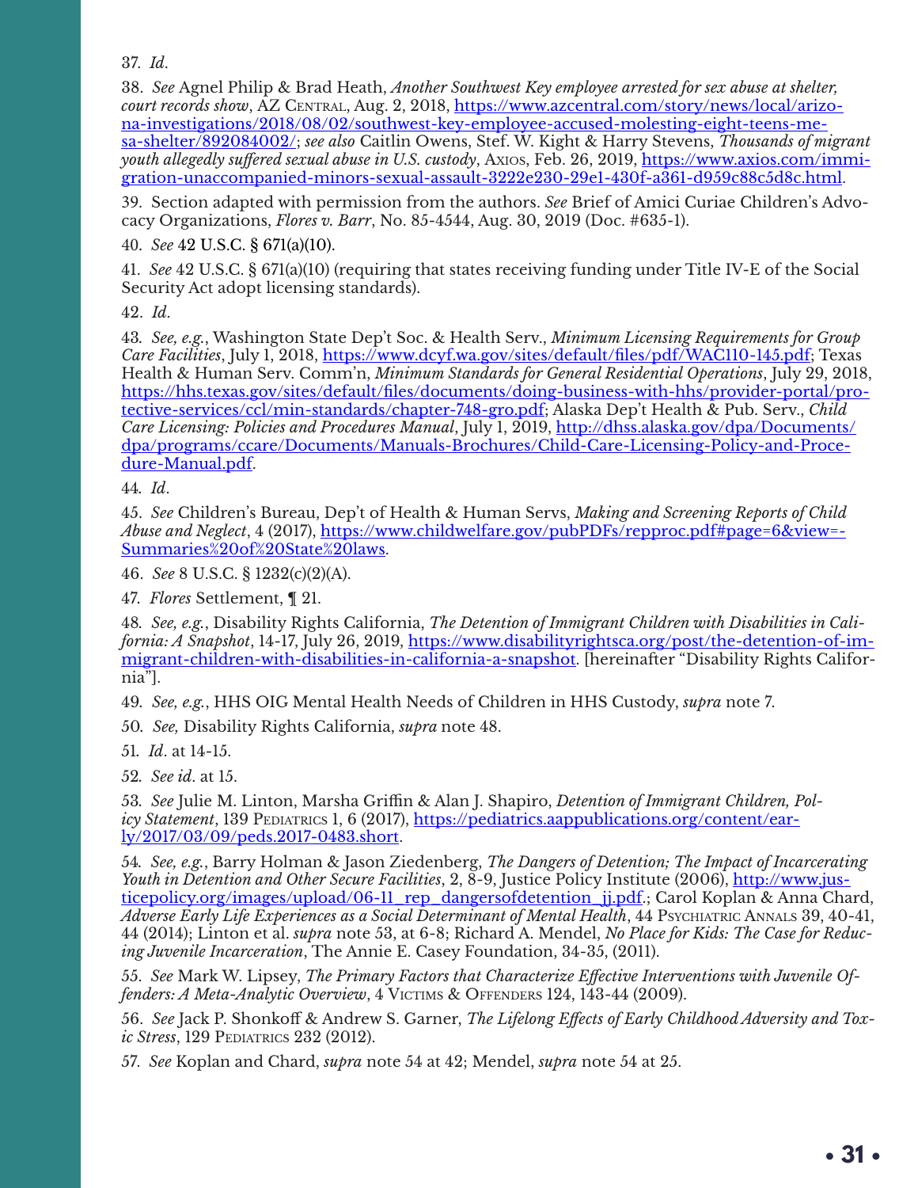37. *Id*.

38. *See* Agnel Philip & Brad Heath, *Another Southwest Key employee arrested for sex abuse at shelter, court records show*, AZ Central, Aug. 2, 2018, https://www.azcentral.com/story/news/local/arizona-investigations/2018/08/02/southwest-key-employee-accused-molesting-eight-teens-mesa-shelter/892084002/; *see also* Caitlin Owens, Stef. W. Kight & Harry Stevens, *Thousands of migrant youth allegedly suffered sexual abuse in U.S. custody*, Axios, Feb. 26, 2019, https://www.axios.com/immigration-unaccompanied-minors-sexual-assault-3222e230-29e1-430f-a361-d959c88c5d8c.html.

39. Section adapted with permission from the authors. *See* Brief of Amici Curiae Children's Advocacy Organizations, *Flores v. Barr*, No. 85-4544, Aug. 30, 2019 (Doc. #635-1).

40. *See* 42 U.S.C. § 671(a)(10).

41. *See* 42 U.S.C. § 671(a)(10) (requiring that states receiving funding under Title IV-E of the Social Security Act adopt licensing standards).

42. *Id*.

43. *See, e.g.*, Washington State Dep't Soc. & Health Serv., *Minimum Licensing Requirements for Group Care Facilities*, July 1, 2018, https://www.dcyf.wa.gov/sites/default/files/pdf/WAC110-145.pdf; Texas Health & Human Serv. Comm'n, *Minimum Standards for General Residential Operations*, July 29, 2018, https://hhs.texas.gov/sites/default/files/documents/doing-business-with-hhs/provider-portal/protective-services/ccl/min-standards/chapter-748-gro.pdf; Alaska Dep't Health & Pub. Serv., *Child Care Licensing: Policies and Procedures Manual*, July 1, 2019, http://dhss.alaska.gov/dpa/Documents/dpa/programs/ccare/Documents/Manuals-Brochures/Child-Care-Licensing-Policy-and-Procedure-Manual.pdf.

44. *Id*.

45. *See* Children's Bureau, Dep't of Health & Human Servs, *Making and Screening Reports of Child Abuse and Neglect*, 4 (2017), https://www.childwelfare.gov/pubPDFs/repproc.pdf#page=6&view=-Summaries%20of%20State%20laws.

46. *See* 8 U.S.C. § 1232(c)(2)(A).

47. *Flores* Settlement, ¶ 21.

48. *See, e.g.*, Disability Rights California, *The Detention of Immigrant Children with Disabilities in California: A Snapshot*, 14-17, July 26, 2019, https://www.disabilityrightsca.org/post/the-detention-of-immigrant-children-with-disabilities-in-california-a-snapshot. [hereinafter "Disability Rights California"].

49. *See, e.g.*, HHS OIG Mental Health Needs of Children in HHS Custody, *supra* note 7.

50. *See,* Disability Rights California, *supra* note 48.

51. *Id*. at 14-15.

52. *See id*. at 15.

53. *See* Julie M. Linton, Marsha Griffin & Alan J. Shapiro, *Detention of Immigrant Children, Policy Statement*, 139 Pediatrics 1, 6 (2017), https://pediatrics.aappublications.org/content/early/2017/03/09/peds.2017-0483.short.

54. *See, e.g.*, Barry Holman & Jason Ziedenberg, *The Dangers of Detention; The Impact of Incarcerating Youth in Detention and Other Secure Facilities*, 2, 8-9, Justice Policy Institute (2006), http://www.justicepolicy.org/images/upload/06-11_rep_dangersofdetention_jj.pdf.; Carol Koplan & Anna Chard, *Adverse Early Life Experiences as a Social Determinant of Mental Health*, 44 Psychiatric Annals 39, 40-41, 44 (2014); Linton et al. *supra* note 53, at 6-8; Richard A. Mendel, *No Place for Kids: The Case for Reducing Juvenile Incarceration*, The Annie E. Casey Foundation, 34-35, (2011).

55. *See* Mark W. Lipsey, *The Primary Factors that Characterize Effective Interventions with Juvenile Offenders: A Meta-Analytic Overview*, 4 Victims & Offenders 124, 143-44 (2009).

56. *See* Jack P. Shonkoff & Andrew S. Garner, *The Lifelong Effects of Early Childhood Adversity and Toxic Stress*, 129 Pediatrics 232 (2012).

57. *See* Koplan and Chard, *supra* note 54 at 42; Mendel, *supra* note 54 at 25.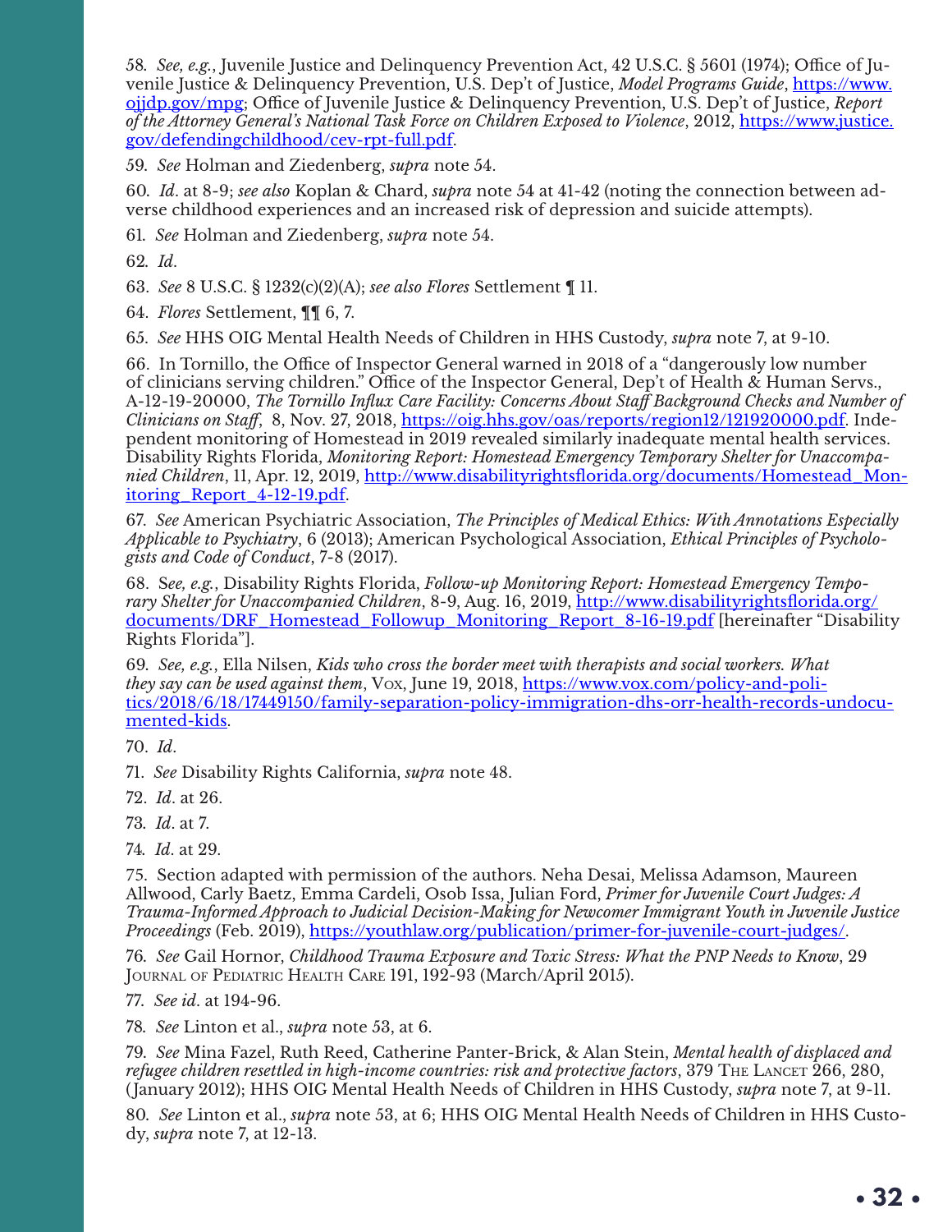58. *See, e.g.*, Juvenile Justice and Delinquency Prevention Act, 42 U.S.C. § 5601 (1974); Office of Juvenile Justice & Delinquency Prevention, U.S. Dep't of Justice, *Model Programs Guide*, https://www.ojjdp.gov/mpg; Office of Juvenile Justice & Delinquency Prevention, U.S. Dep't of Justice, *Report of the Attorney General's National Task Force on Children Exposed to Violence*, 2012, https://www.justice.gov/defendingchildhood/cev-rpt-full.pdf.

59. *See* Holman and Ziedenberg, *supra* note 54.

60. *Id*. at 8-9; *see also* Koplan & Chard, *supra* note 54 at 41-42 (noting the connection between adverse childhood experiences and an increased risk of depression and suicide attempts).

61. *See* Holman and Ziedenberg, *supra* note 54.

62. *Id*.

63. *See* 8 U.S.C. § 1232(c)(2)(A); *see also Flores* Settlement ¶ 11.

64. *Flores* Settlement, ¶¶ 6, 7.

65. *See* HHS OIG Mental Health Needs of Children in HHS Custody, *supra* note 7, at 9-10.

66. In Tornillo, the Office of Inspector General warned in 2018 of a "dangerously low number of clinicians serving children." Office of the Inspector General, Dep't of Health & Human Servs., A-12-19-20000, *The Tornillo Influx Care Facility: Concerns About Staff Background Checks and Number of Clinicians on Staff*, 8, Nov. 27, 2018, https://oig.hhs.gov/oas/reports/region12/121920000.pdf. Independent monitoring of Homestead in 2019 revealed similarly inadequate mental health services. Disability Rights Florida, *Monitoring Report: Homestead Emergency Temporary Shelter for Unaccompanied Children*, 11, Apr. 12, 2019, http://www.disabilityrightsflorida.org/documents/Homestead_Monitoring_Report_4-12-19.pdf.

67. *See* American Psychiatric Association, *The Principles of Medical Ethics: With Annotations Especially Applicable to Psychiatry*, 6 (2013); American Psychological Association, *Ethical Principles of Psychologists and Code of Conduct*, 7-8 (2017).

68. S*ee, e.g.*, Disability Rights Florida, *Follow-up Monitoring Report: Homestead Emergency Temporary Shelter for Unaccompanied Children*, 8-9, Aug. 16, 2019, http://www.disabilityrightsflorida.org/documents/DRF_Homestead_Followup_Monitoring_Report_8-16-19.pdf [hereinafter "Disability Rights Florida"].

69. *See, e.g.*, Ella Nilsen, *Kids who cross the border meet with therapists and social workers. What they say can be used against them*, Vox, June 19, 2018, https://www.vox.com/policy-and-politics/2018/6/18/17449150/family-separation-policy-immigration-dhs-orr-health-records-undocumented-kids.

70. *Id*.

71. *See* Disability Rights California, *supra* note 48.

72. *Id*. at 26.

73. *Id*. at 7.

74. *Id*. at 29.

75. Section adapted with permission of the authors. Neha Desai, Melissa Adamson, Maureen Allwood, Carly Baetz, Emma Cardeli, Osob Issa, Julian Ford, *Primer for Juvenile Court Judges: A Trauma-Informed Approach to Judicial Decision-Making for Newcomer Immigrant Youth in Juvenile Justice Proceedings* (Feb. 2019), https://youthlaw.org/publication/primer-for-juvenile-court-judges/.

76. *See* Gail Hornor, *Childhood Trauma Exposure and Toxic Stress: What the PNP Needs to Know*, 29 Journal of Pediatric Health Care 191, 192-93 (March/April 2015).

77. *See id*. at 194-96.

78. *See* Linton et al., *supra* note 53, at 6.

79. *See* Mina Fazel, Ruth Reed, Catherine Panter-Brick, & Alan Stein, *Mental health of displaced and refugee children resettled in high-income countries: risk and protective factors*, 379 The Lancet 266, 280, (January 2012); HHS OIG Mental Health Needs of Children in HHS Custody, *supra* note 7, at 9-11.

80. *See* Linton et al., *supra* note 53, at 6; HHS OIG Mental Health Needs of Children in HHS Custody, *supra* note 7, at 12-13.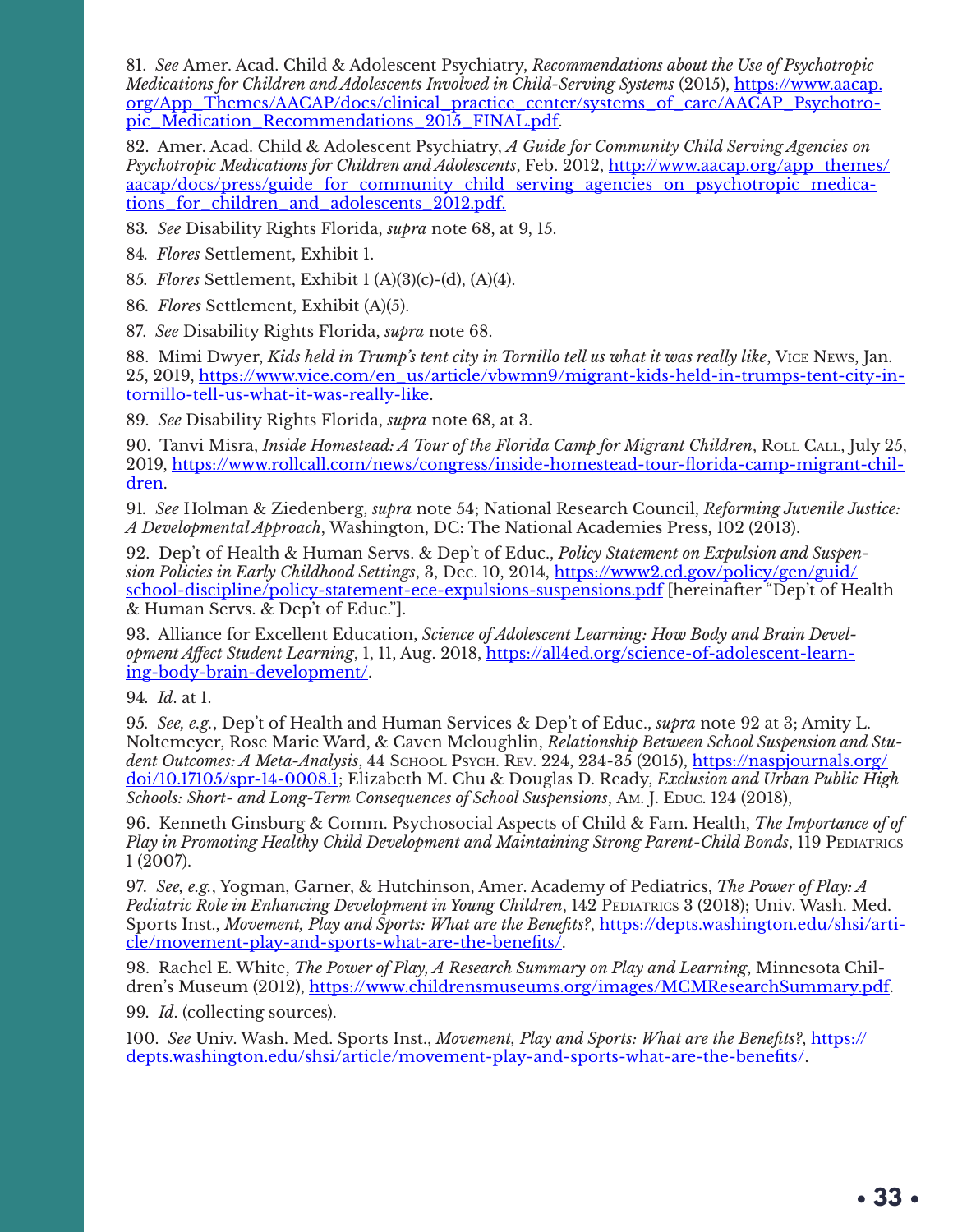81. *See* Amer. Acad. Child & Adolescent Psychiatry, *Recommendations about the Use of Psychotropic Medications for Children and Adolescents Involved in Child-Serving Systems* (2015), https://www.aacap.org/App_Themes/AACAP/docs/clinical_practice_center/systems_of_care/AACAP_Psychotropic_Medication_Recommendations_2015_FINAL.pdf.

82. Amer. Acad. Child & Adolescent Psychiatry, *A Guide for Community Child Serving Agencies on Psychotropic Medications for Children and Adolescents*, Feb. 2012, http://www.aacap.org/app_themes/aacap/docs/press/guide_for_community_child_serving_agencies_on_psychotropic_medications_for_children_and_adolescents_2012.pdf.

83. *See* Disability Rights Florida, *supra* note 68, at 9, 15.

84. *Flores* Settlement, Exhibit 1.

85. *Flores* Settlement, Exhibit 1 (A)(3)(c)-(d), (A)(4).

86. *Flores* Settlement, Exhibit (A)(5).

87. *See* Disability Rights Florida, *supra* note 68.

88. Mimi Dwyer, *Kids held in Trump's tent city in Tornillo tell us what it was really like*, Vice News, Jan. 25, 2019, https://www.vice.com/en_us/article/vbwmn9/migrant-kids-held-in-trumps-tent-city-in-tornillo-tell-us-what-it-was-really-like.

89. *See* Disability Rights Florida, *supra* note 68, at 3.

90. Tanvi Misra, *Inside Homestead: A Tour of the Florida Camp for Migrant Children*, Roll Call, July 25, 2019, https://www.rollcall.com/news/congress/inside-homestead-tour-florida-camp-migrant-children.

91. *See* Holman & Ziedenberg, *supra* note 54; National Research Council, *Reforming Juvenile Justice: A Developmental Approach*, Washington, DC: The National Academies Press, 102 (2013).

92. Dep't of Health & Human Servs. & Dep't of Educ., *Policy Statement on Expulsion and Suspension Policies in Early Childhood Settings*, 3, Dec. 10, 2014, https://www2.ed.gov/policy/gen/guid/school-discipline/policy-statement-ece-expulsions-suspensions.pdf [hereinafter "Dep't of Health & Human Servs. & Dep't of Educ."].

93. Alliance for Excellent Education, *Science of Adolescent Learning: How Body and Brain Development Affect Student Learning*, 1, 11, Aug. 2018, https://all4ed.org/science-of-adolescent-learning-body-brain-development/.

94. *Id*. at 1.

95. *See, e.g.*, Dep't of Health and Human Services & Dep't of Educ., *supra* note 92 at 3; Amity L. Noltemeyer, Rose Marie Ward, & Caven Mcloughlin, *Relationship Between School Suspension and Student Outcomes: A Meta-Analysis*, 44 School Psych. Rev. 224, 234-35 (2015), https://naspjournals.org/doi/10.17105/spr-14-0008.1; Elizabeth M. Chu & Douglas D. Ready, *Exclusion and Urban Public High Schools: Short- and Long-Term Consequences of School Suspensions*, Am. J. Educ. 124 (2018),

96. Kenneth Ginsburg & Comm. Psychosocial Aspects of Child & Fam. Health, *The Importance of of Play in Promoting Healthy Child Development and Maintaining Strong Parent-Child Bonds*, 119 Pediatrics 1 (2007).

97. *See, e.g.*, Yogman, Garner, & Hutchinson, Amer. Academy of Pediatrics, *The Power of Play: A Pediatric Role in Enhancing Development in Young Children*, 142 Pediatrics 3 (2018); Univ. Wash. Med. Sports Inst., *Movement, Play and Sports: What are the Benefits?*, https://depts.washington.edu/shsi/article/movement-play-and-sports-what-are-the-benefits/.

98. Rachel E. White, *The Power of Play, A Research Summary on Play and Learning*, Minnesota Children's Museum (2012), https://www.childrensmuseums.org/images/MCMResearchSummary.pdf.

99. *Id*. (collecting sources).

100. *See* Univ. Wash. Med. Sports Inst., *Movement, Play and Sports: What are the Benefits?*, https://depts.washington.edu/shsi/article/movement-play-and-sports-what-are-the-benefits/.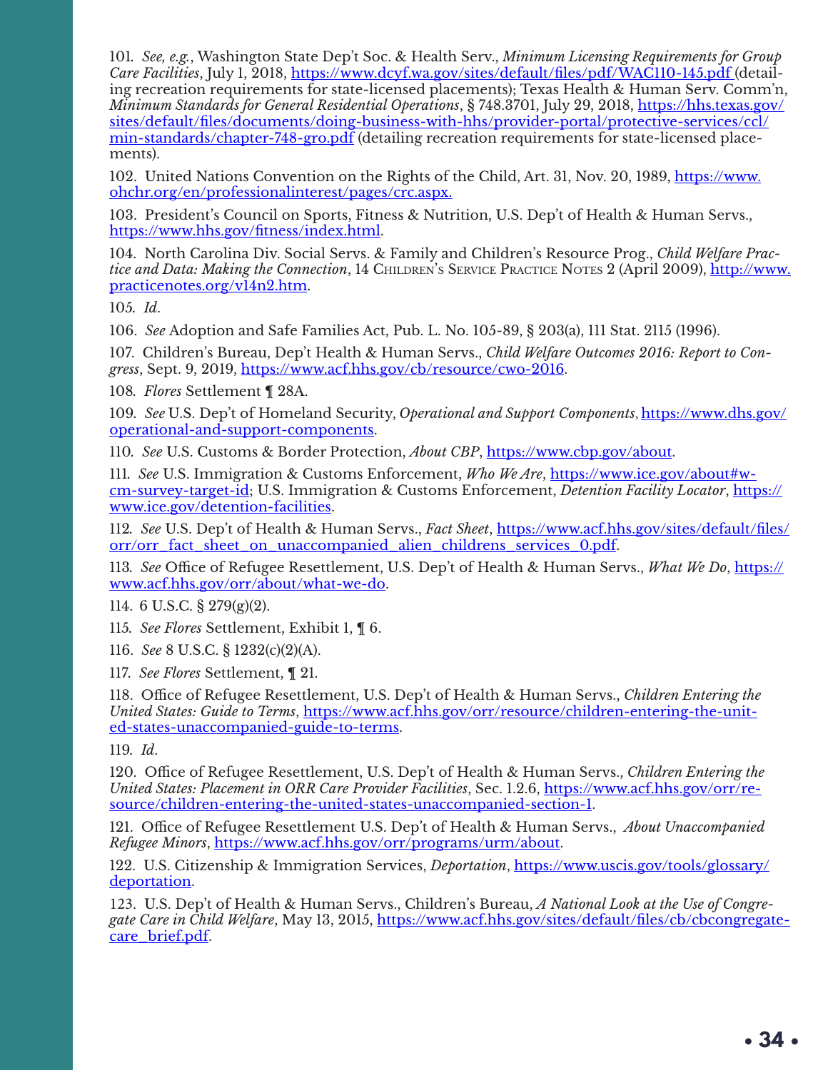101. *See, e.g.*, Washington State Dep't Soc. & Health Serv., *Minimum Licensing Requirements for Group Care Facilities*, July 1, 2018, https://www.dcyf.wa.gov/sites/default/files/pdf/WAC110-145.pdf (detailing recreation requirements for state-licensed placements); Texas Health & Human Serv. Comm'n, *Minimum Standards for General Residential Operations*, § 748.3701, July 29, 2018, https://hhs.texas.gov/sites/default/files/documents/doing-business-with-hhs/provider-portal/protective-services/ccl/min-standards/chapter-748-gro.pdf (detailing recreation requirements for state-licensed placements).

102. United Nations Convention on the Rights of the Child, Art. 31, Nov. 20, 1989, https://www.ohchr.org/en/professionalinterest/pages/crc.aspx.

103. President's Council on Sports, Fitness & Nutrition, U.S. Dep't of Health & Human Servs., https://www.hhs.gov/fitness/index.html.

104. North Carolina Div. Social Servs. & Family and Children's Resource Prog., *Child Welfare Practice and Data: Making the Connection*, 14 Children's Service Practice Notes 2 (April 2009), http://www.practicenotes.org/v14n2.htm.

105. *Id*.

106. *See* Adoption and Safe Families Act, Pub. L. No. 105-89, § 203(a), 111 Stat. 2115 (1996).

107. Children's Bureau, Dep't Health & Human Servs., *Child Welfare Outcomes 2016: Report to Congress*, Sept. 9, 2019, https://www.acf.hhs.gov/cb/resource/cwo-2016.

108. *Flores* Settlement ¶ 28A.

109. *See* U.S. Dep't of Homeland Security, *Operational and Support Components*, https://www.dhs.gov/operational-and-support-components.

110. *See* U.S. Customs & Border Protection, *About CBP*, https://www.cbp.gov/about.

111. *See* U.S. Immigration & Customs Enforcement, *Who We Are*, https://www.ice.gov/about#wcm-survey-target-id; U.S. Immigration & Customs Enforcement, *Detention Facility Locator*, https://www.ice.gov/detention-facilities.

112. *See* U.S. Dep't of Health & Human Servs., *Fact Sheet*, https://www.acf.hhs.gov/sites/default/files/orr/orr_fact_sheet_on_unaccompanied_alien_childrens_services_0.pdf.

113. *See* Office of Refugee Resettlement, U.S. Dep't of Health & Human Servs., *What We Do*, https://www.acf.hhs.gov/orr/about/what-we-do.

114. 6 U.S.C. § 279(g)(2).

115. *See Flores* Settlement, Exhibit 1, ¶ 6.

116. *See* 8 U.S.C. § 1232(c)(2)(A).

117. *See Flores* Settlement, ¶ 21.

118. Office of Refugee Resettlement, U.S. Dep't of Health & Human Servs., *Children Entering the United States: Guide to Terms*, https://www.acf.hhs.gov/orr/resource/children-entering-the-united-states-unaccompanied-guide-to-terms.

119. *Id*.

120. Office of Refugee Resettlement, U.S. Dep't of Health & Human Servs., *Children Entering the United States: Placement in ORR Care Provider Facilities*, Sec. 1.2.6, https://www.acf.hhs.gov/orr/resource/children-entering-the-united-states-unaccompanied-section-1.

121. Office of Refugee Resettlement U.S. Dep't of Health & Human Servs., *About Unaccompanied Refugee Minors*, https://www.acf.hhs.gov/orr/programs/urm/about.

122. U.S. Citizenship & Immigration Services, *Deportation*, https://www.uscis.gov/tools/glossary/deportation.

123. U.S. Dep't of Health & Human Servs., Children's Bureau, *A National Look at the Use of Congregate Care in Child Welfare*, May 13, 2015, https://www.acf.hhs.gov/sites/default/files/cb/cbcongregatecare_brief.pdf.